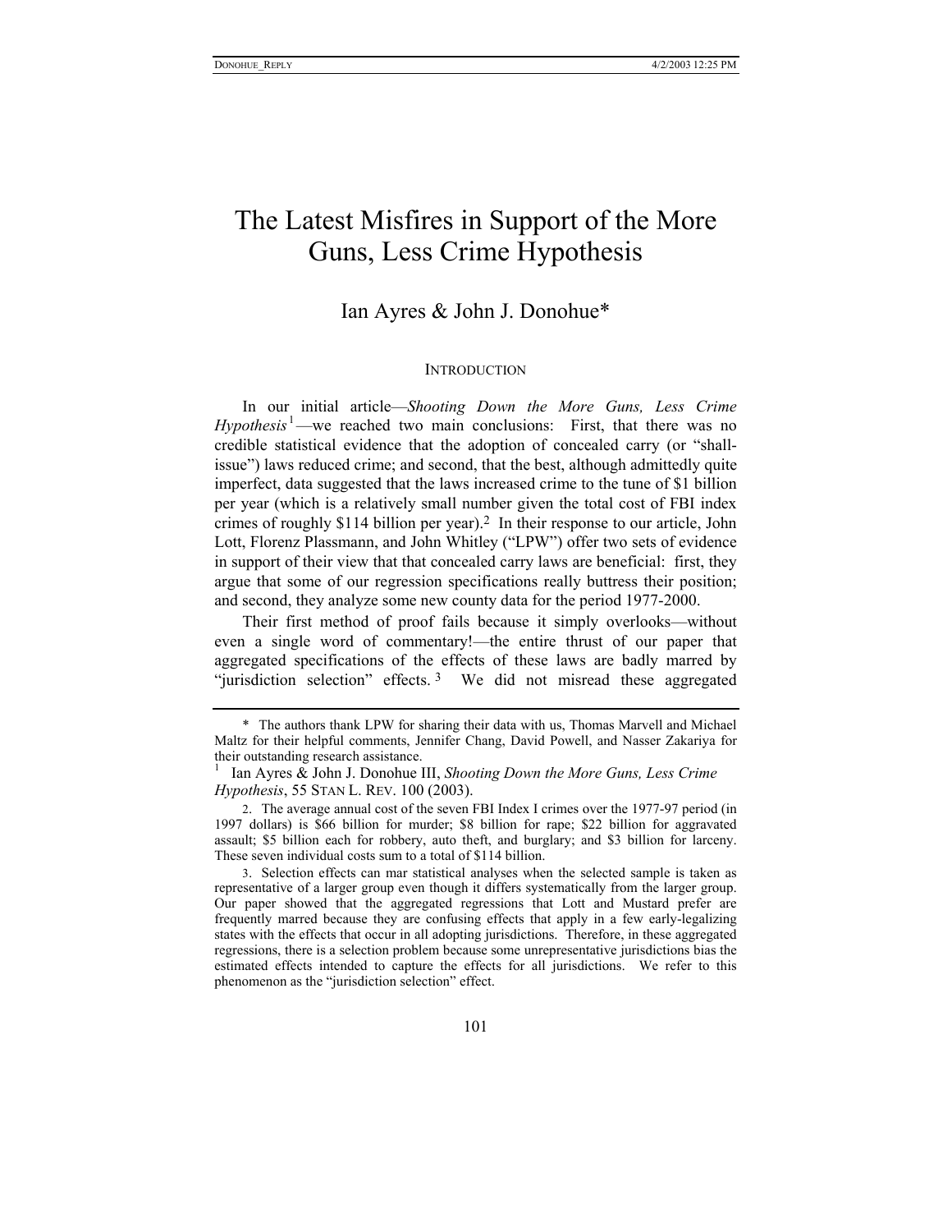# The Latest Misfires in Support of the More Guns, Less Crime Hypothesis

Ian Ayres & John J. Donohue*

## INTRODUCTION

In our initial article—*Shooting Down the More Guns, Less Crime Hypothesis*[1]—we reached two main conclusions: First, that there was no credible statistical evidence that the adoption of concealed carry (or "shall-issue") laws reduced crime; and second, that the best, although admittedly quite imperfect, data suggested that the laws increased crime to the tune of $1 billion per year (which is a relatively small number given the total cost of FBI index crimes of roughly $114 billion per year).[2] In their response to our article, John Lott, Florenz Plassmann, and John Whitley ("LPW") offer two sets of evidence in support of their view that that concealed carry laws are beneficial: first, they argue that some of our regression specifications really buttress their position; and second, they analyze some new county data for the period 1977-2000.

Their first method of proof fails because it simply overlooks—without even a single word of commentary!—the entire thrust of our paper that aggregated specifications of the effects of these laws are badly marred by "jurisdiction selection" effects.[3] We did not misread these aggregated

---

\* The authors thank LPW for sharing their data with us, Thomas Marvell and Michael Maltz for their helpful comments, Jennifer Chang, David Powell, and Nasser Zakariya for their outstanding research assistance.

1. Ian Ayres & John J. Donohue III, *Shooting Down the More Guns, Less Crime Hypothesis*, 55 STAN L. REV. 100 (2003).

2. The average annual cost of the seven FBI Index I crimes over the 1977-97 period (in 1997 dollars) is $66 billion for murder; $8 billion for rape; $22 billion for aggravated assault; $5 billion each for robbery, auto theft, and burglary; and $3 billion for larceny. These seven individual costs sum to a total of $114 billion.

3. Selection effects can mar statistical analyses when the selected sample is taken as representative of a larger group even though it differs systematically from the larger group. Our paper showed that the aggregated regressions that Lott and Mustard prefer are frequently marred because they are confusing effects that apply in a few early-legalizing states with the effects that occur in all adopting jurisdictions. Therefore, in these aggregated regressions, there is a selection problem because some unrepresentative jurisdictions bias the estimated effects intended to capture the effects for all jurisdictions. We refer to this phenomenon as the "jurisdiction selection" effect.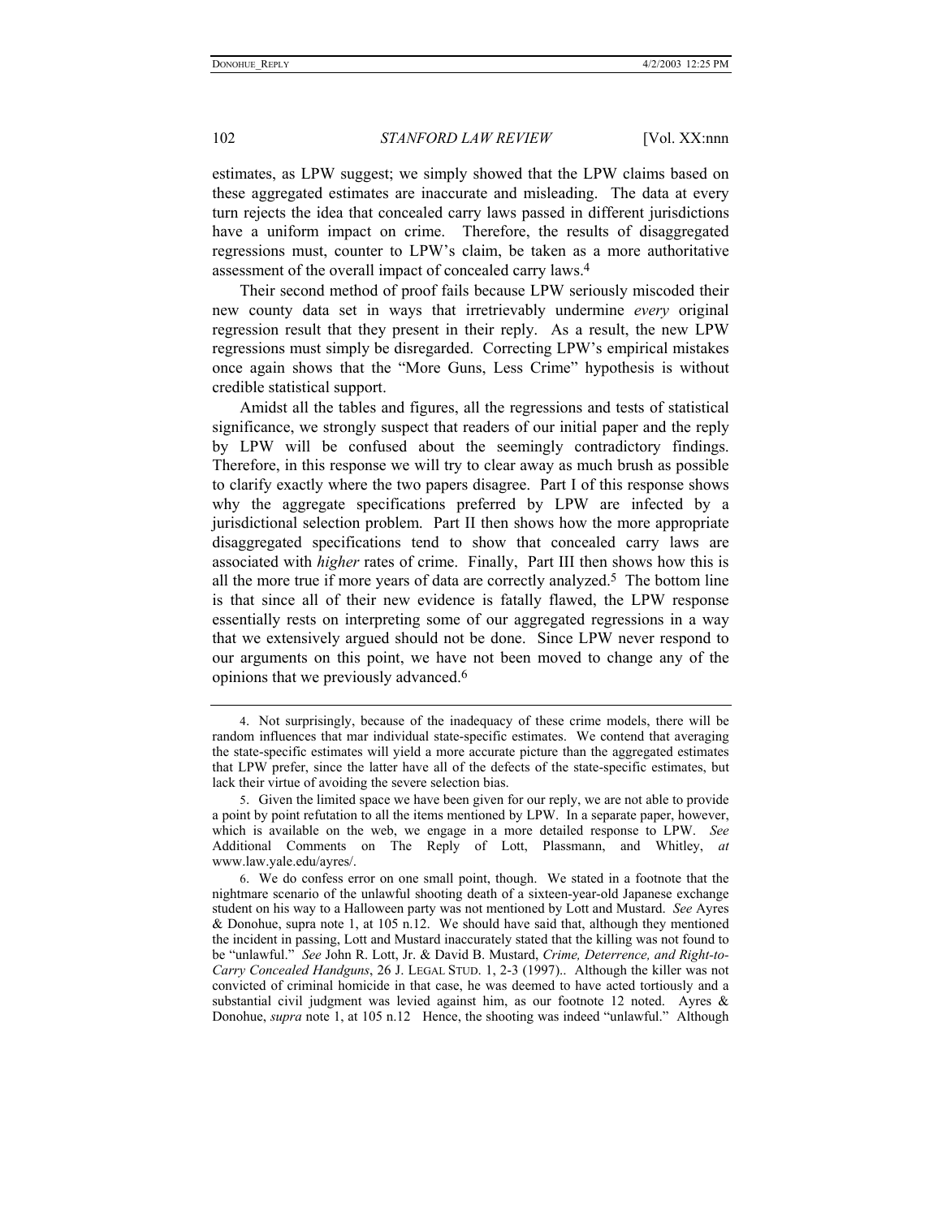estimates, as LPW suggest; we simply showed that the LPW claims based on these aggregated estimates are inaccurate and misleading. The data at every turn rejects the idea that concealed carry laws passed in different jurisdictions have a uniform impact on crime. Therefore, the results of disaggregated regressions must, counter to LPW's claim, be taken as a more authoritative assessment of the overall impact of concealed carry laws.[4]

Their second method of proof fails because LPW seriously miscoded their new county data set in ways that irretrievably undermine *every* original regression result that they present in their reply. As a result, the new LPW regressions must simply be disregarded. Correcting LPW's empirical mistakes once again shows that the "More Guns, Less Crime" hypothesis is without credible statistical support.

Amidst all the tables and figures, all the regressions and tests of statistical significance, we strongly suspect that readers of our initial paper and the reply by LPW will be confused about the seemingly contradictory findings. Therefore, in this response we will try to clear away as much brush as possible to clarify exactly where the two papers disagree. Part I of this response shows why the aggregate specifications preferred by LPW are infected by a jurisdictional selection problem. Part II then shows how the more appropriate disaggregated specifications tend to show that concealed carry laws are associated with *higher* rates of crime. Finally, Part III then shows how this is all the more true if more years of data are correctly analyzed.[5] The bottom line is that since all of their new evidence is fatally flawed, the LPW response essentially rests on interpreting some of our aggregated regressions in a way that we extensively argued should not be done. Since LPW never respond to our arguments on this point, we have not been moved to change any of the opinions that we previously advanced.[6]

---

4. Not surprisingly, because of the inadequacy of these crime models, there will be random influences that mar individual state-specific estimates. We contend that averaging the state-specific estimates will yield a more accurate picture than the aggregated estimates that LPW prefer, since the latter have all of the defects of the state-specific estimates, but lack their virtue of avoiding the severe selection bias.

5. Given the limited space we have been given for our reply, we are not able to provide a point by point refutation to all the items mentioned by LPW. In a separate paper, however, which is available on the web, we engage in a more detailed response to LPW. *See* Additional Comments on The Reply of Lott, Plassmann, and Whitley, *at* www.law.yale.edu/ayres/.

6. We do confess error on one small point, though. We stated in a footnote that the nightmare scenario of the unlawful shooting death of a sixteen-year-old Japanese exchange student on his way to a Halloween party was not mentioned by Lott and Mustard. *See* Ayres & Donohue, supra note 1, at 105 n.12. We should have said that, although they mentioned the incident in passing, Lott and Mustard inaccurately stated that the killing was not found to be "unlawful." *See* John R. Lott, Jr. & David B. Mustard, *Crime, Deterrence, and Right-to-Carry Concealed Handguns*, 26 J. LEGAL STUD. 1, 2-3 (1997).. Although the killer was not convicted of criminal homicide in that case, he was deemed to have acted tortiously and a substantial civil judgment was levied against him, as our footnote 12 noted. Ayres & Donohue, *supra* note 1, at 105 n.12 Hence, the shooting was indeed "unlawful." Although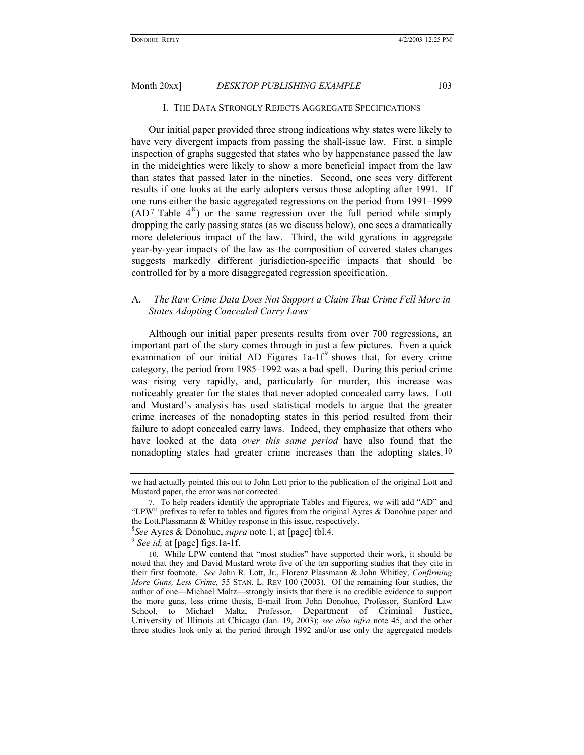## I. THE DATA STRONGLY REJECTS AGGREGATE SPECIFICATIONS

Our initial paper provided three strong indications why states were likely to have very divergent impacts from passing the shall-issue law. First, a simple inspection of graphs suggested that states who by happenstance passed the law in the mideighties were likely to show a more beneficial impact from the law than states that passed later in the nineties. Second, one sees very different results if one looks at the early adopters versus those adopting after 1991. If one runs either the basic aggregated regressions on the period from 1991–1999 (AD[7] Table 4[8]) or the same regression over the full period while simply dropping the early passing states (as we discuss below), one sees a dramatically more deleterious impact of the law. Third, the wild gyrations in aggregate year-by-year impacts of the law as the composition of covered states changes suggests markedly different jurisdiction-specific impacts that should be controlled for by a more disaggregated regression specification.

### A. *The Raw Crime Data Does Not Support a Claim That Crime Fell More in States Adopting Concealed Carry Laws*

Although our initial paper presents results from over 700 regressions, an important part of the story comes through in just a few pictures. Even a quick examination of our initial AD Figures 1a-1f[9] shows that, for every crime category, the period from 1985–1992 was a bad spell. During this period crime was rising very rapidly, and, particularly for murder, this increase was noticeably greater for the states that never adopted concealed carry laws. Lott and Mustard's analysis has used statistical models to argue that the greater crime increases of the nonadopting states in this period resulted from their failure to adopt concealed carry laws. Indeed, they emphasize that others who have looked at the data *over this same period* have also found that the nonadopting states had greater crime increases than the adopting states.[10]

---

we had actually pointed this out to John Lott prior to the publication of the original Lott and Mustard paper, the error was not corrected.

7. To help readers identify the appropriate Tables and Figures, we will add "AD" and "LPW" prefixes to refer to tables and figures from the original Ayres & Donohue paper and the Lott,Plassmann & Whitley response in this issue, respectively.

8. *See* Ayres & Donohue, *supra* note 1, at [page] tbl.4.

9. *See id,* at [page] figs.1a-1f.

10. While LPW contend that "most studies" have supported their work, it should be noted that they and David Mustard wrote five of the ten supporting studies that they cite in their first footnote. *See* John R. Lott, Jr., Florenz Plassmann & John Whitley, *Confirming More Guns, Less Crime,* 55 STAN. L. REV 100 (2003). Of the remaining four studies, the author of one—Michael Maltz—strongly insists that there is no credible evidence to support the more guns, less crime thesis, E-mail from John Donohue, Professor, Stanford Law School, to Michael Maltz, Professor, Department of Criminal Justice, University of Illinois at Chicago (Jan. 19, 2003); *see also infra* note 45, and the other three studies look only at the period through 1992 and/or use only the aggregated models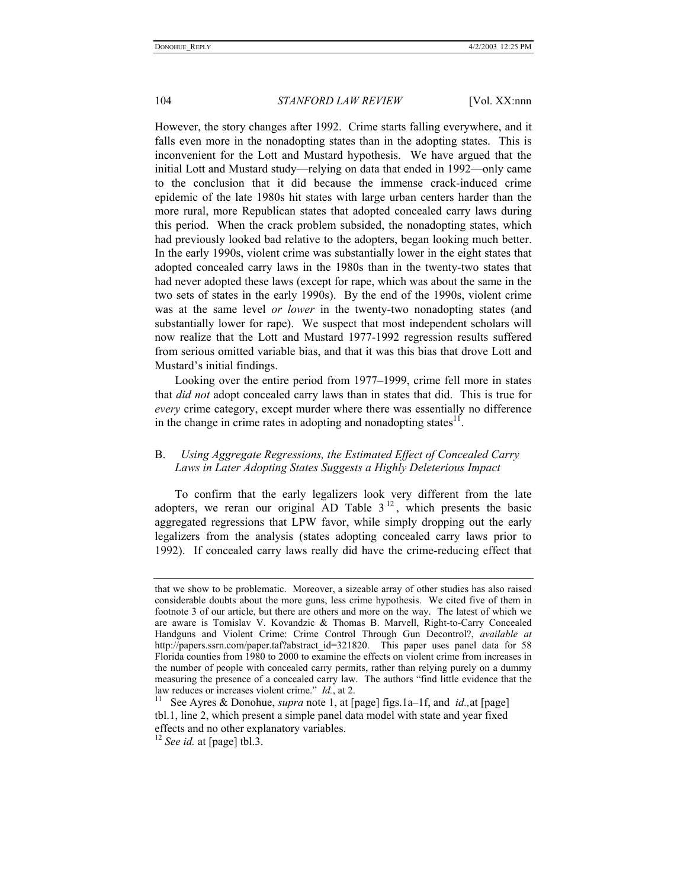However, the story changes after 1992. Crime starts falling everywhere, and it falls even more in the nonadopting states than in the adopting states. This is inconvenient for the Lott and Mustard hypothesis. We have argued that the initial Lott and Mustard study—relying on data that ended in 1992—only came to the conclusion that it did because the immense crack-induced crime epidemic of the late 1980s hit states with large urban centers harder than the more rural, more Republican states that adopted concealed carry laws during this period. When the crack problem subsided, the nonadopting states, which had previously looked bad relative to the adopters, began looking much better. In the early 1990s, violent crime was substantially lower in the eight states that adopted concealed carry laws in the 1980s than in the twenty-two states that had never adopted these laws (except for rape, which was about the same in the two sets of states in the early 1990s). By the end of the 1990s, violent crime was at the same level *or lower* in the twenty-two nonadopting states (and substantially lower for rape). We suspect that most independent scholars will now realize that the Lott and Mustard 1977-1992 regression results suffered from serious omitted variable bias, and that it was this bias that drove Lott and Mustard's initial findings.

Looking over the entire period from 1977–1999, crime fell more in states that *did not* adopt concealed carry laws than in states that did. This is true for *every* crime category, except murder where there was essentially no difference in the change in crime rates in adopting and nonadopting states[11].

## B. *Using Aggregate Regressions, the Estimated Effect of Concealed Carry Laws in Later Adopting States Suggests a Highly Deleterious Impact*

To confirm that the early legalizers look very different from the late adopters, we reran our original AD Table 3[12], which presents the basic aggregated regressions that LPW favor, while simply dropping out the early legalizers from the analysis (states adopting concealed carry laws prior to 1992). If concealed carry laws really did have the crime-reducing effect that

---

that we show to be problematic. Moreover, a sizeable array of other studies has also raised considerable doubts about the more guns, less crime hypothesis. We cited five of them in footnote 3 of our article, but there are others and more on the way. The latest of which we are aware is Tomislav V. Kovandzic & Thomas B. Marvell, Right-to-Carry Concealed Handguns and Violent Crime: Crime Control Through Gun Decontrol?, *available at* http://papers.ssrn.com/paper.taf?abstract_id=321820. This paper uses panel data for 58 Florida counties from 1980 to 2000 to examine the effects on violent crime from increases in the number of people with concealed carry permits, rather than relying purely on a dummy measuring the presence of a concealed carry law. The authors "find little evidence that the law reduces or increases violent crime." *Id.*, at 2.

[11] See Ayres & Donohue, *supra* note 1, at [page] figs.1a–1f, and *id.,* at [page] tbl.1, line 2, which present a simple panel data model with state and year fixed effects and no other explanatory variables.

[12] *See id.* at [page] tbl.3.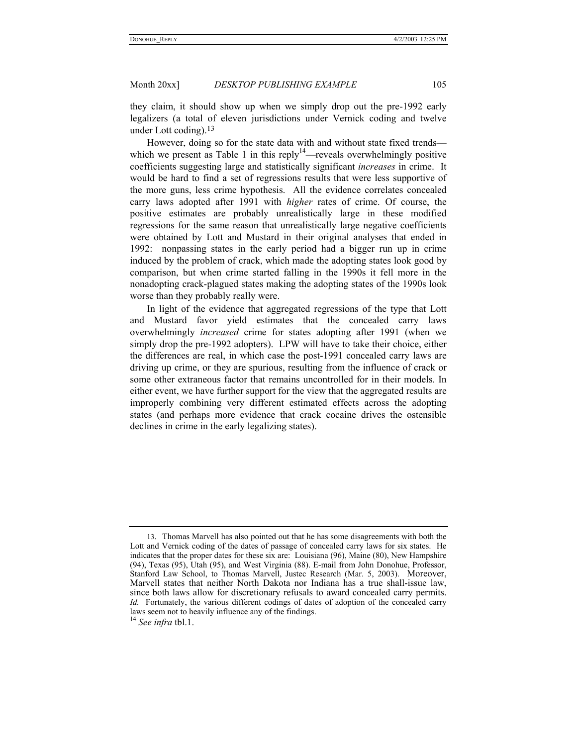they claim, it should show up when we simply drop out the pre-1992 early legalizers (a total of eleven jurisdictions under Vernick coding and twelve under Lott coding).[13]

However, doing so for the state data with and without state fixed trends—which we present as Table 1 in this reply[14]—reveals overwhelmingly positive coefficients suggesting large and statistically significant *increases* in crime. It would be hard to find a set of regressions results that were less supportive of the more guns, less crime hypothesis. All the evidence correlates concealed carry laws adopted after 1991 with *higher* rates of crime. Of course, the positive estimates are probably unrealistically large in these modified regressions for the same reason that unrealistically large negative coefficients were obtained by Lott and Mustard in their original analyses that ended in 1992: nonpassing states in the early period had a bigger run up in crime induced by the problem of crack, which made the adopting states look good by comparison, but when crime started falling in the 1990s it fell more in the nonadopting crack-plagued states making the adopting states of the 1990s look worse than they probably really were.

In light of the evidence that aggregated regressions of the type that Lott and Mustard favor yield estimates that the concealed carry laws overwhelmingly *increased* crime for states adopting after 1991 (when we simply drop the pre-1992 adopters). LPW will have to take their choice, either the differences are real, in which case the post-1991 concealed carry laws are driving up crime, or they are spurious, resulting from the influence of crack or some other extraneous factor that remains uncontrolled for in their models. In either event, we have further support for the view that the aggregated results are improperly combining very different estimated effects across the adopting states (and perhaps more evidence that crack cocaine drives the ostensible declines in crime in the early legalizing states).

---

13. Thomas Marvell has also pointed out that he has some disagreements with both the Lott and Vernick coding of the dates of passage of concealed carry laws for six states. He indicates that the proper dates for these six are: Louisiana (96), Maine (80), New Hampshire (94), Texas (95), Utah (95), and West Virginia (88). E-mail from John Donohue, Professor, Stanford Law School, to Thomas Marvell, Justec Research (Mar. 5, 2003). Moreover, Marvell states that neither North Dakota nor Indiana has a true shall-issue law, since both laws allow for discretionary refusals to award concealed carry permits. *Id.* Fortunately, the various different codings of dates of adoption of the concealed carry laws seem not to heavily influence any of the findings.

14. *See infra* tbl.1.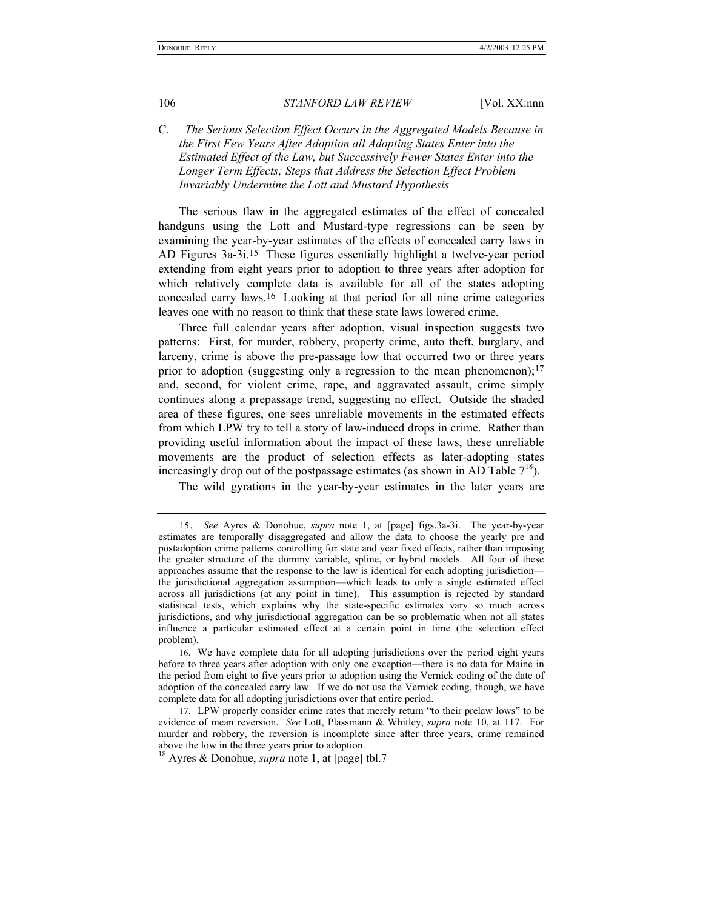### C. *The Serious Selection Effect Occurs in the Aggregated Models Because in the First Few Years After Adoption all Adopting States Enter into the Estimated Effect of the Law, but Successively Fewer States Enter into the Longer Term Effects; Steps that Address the Selection Effect Problem Invariably Undermine the Lott and Mustard Hypothesis*

The serious flaw in the aggregated estimates of the effect of concealed handguns using the Lott and Mustard-type regressions can be seen by examining the year-by-year estimates of the effects of concealed carry laws in AD Figures 3a-3i.[15] These figures essentially highlight a twelve-year period extending from eight years prior to adoption to three years after adoption for which relatively complete data is available for all of the states adopting concealed carry laws.[16] Looking at that period for all nine crime categories leaves one with no reason to think that these state laws lowered crime.

Three full calendar years after adoption, visual inspection suggests two patterns: First, for murder, robbery, property crime, auto theft, burglary, and larceny, crime is above the pre-passage low that occurred two or three years prior to adoption (suggesting only a regression to the mean phenomenon);[17] and, second, for violent crime, rape, and aggravated assault, crime simply continues along a prepassage trend, suggesting no effect. Outside the shaded area of these figures, one sees unreliable movements in the estimated effects from which LPW try to tell a story of law-induced drops in crime. Rather than providing useful information about the impact of these laws, these unreliable movements are the product of selection effects as later-adopting states increasingly drop out of the postpassage estimates (as shown in AD Table 7[18]).

The wild gyrations in the year-by-year estimates in the later years are

---

15. *See* Ayres & Donohue, *supra* note 1, at [page] figs.3a-3i. The year-by-year estimates are temporally disaggregated and allow the data to choose the yearly pre and postadoption crime patterns controlling for state and year fixed effects, rather than imposing the greater structure of the dummy variable, spline, or hybrid models. All four of these approaches assume that the response to the law is identical for each adopting jurisdiction—the jurisdictional aggregation assumption—which leads to only a single estimated effect across all jurisdictions (at any point in time). This assumption is rejected by standard statistical tests, which explains why the state-specific estimates vary so much across jurisdictions, and why jurisdictional aggregation can be so problematic when not all states influence a particular estimated effect at a certain point in time (the selection effect problem).

16. We have complete data for all adopting jurisdictions over the period eight years before to three years after adoption with only one exception—there is no data for Maine in the period from eight to five years prior to adoption using the Vernick coding of the date of adoption of the concealed carry law. If we do not use the Vernick coding, though, we have complete data for all adopting jurisdictions over that entire period.

17. LPW properly consider crime rates that merely return "to their prelaw lows" to be evidence of mean reversion. *See* Lott, Plassmann & Whitley, *supra* note 10, at 117. For murder and robbery, the reversion is incomplete since after three years, crime remained above the low in the three years prior to adoption.

18. Ayres & Donohue, *supra* note 1, at [page] tbl.7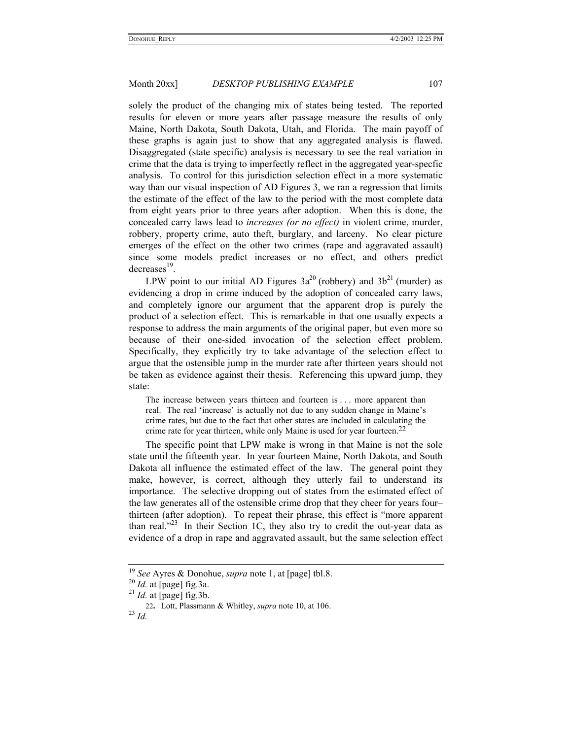solely the product of the changing mix of states being tested. The reported results for eleven or more years after passage measure the results of only Maine, North Dakota, South Dakota, Utah, and Florida. The main payoff of these graphs is again just to show that any aggregated analysis is flawed. Disaggregated (state specific) analysis is necessary to see the real variation in crime that the data is trying to imperfectly reflect in the aggregated year-specfic analysis. To control for this jurisdiction selection effect in a more systematic way than our visual inspection of AD Figures 3, we ran a regression that limits the estimate of the effect of the law to the period with the most complete data from eight years prior to three years after adoption. When this is done, the concealed carry laws lead to *increases (or no effect)* in violent crime, murder, robbery, property crime, auto theft, burglary, and larceny. No clear picture emerges of the effect on the other two crimes (rape and aggravated assault) since some models predict increases or no effect, and others predict decreases[19].

LPW point to our initial AD Figures 3a[20] (robbery) and 3b[21] (murder) as evidencing a drop in crime induced by the adoption of concealed carry laws, and completely ignore our argument that the apparent drop is purely the product of a selection effect. This is remarkable in that one usually expects a response to address the main arguments of the original paper, but even more so because of their one-sided invocation of the selection effect problem. Specifically, they explicitly try to take advantage of the selection effect to argue that the ostensible jump in the murder rate after thirteen years should not be taken as evidence against their thesis. Referencing this upward jump, they state:

> The increase between years thirteen and fourteen is . . . more apparent than real. The real 'increase' is actually not due to any sudden change in Maine's crime rates, but due to the fact that other states are included in calculating the crime rate for year thirteen, while only Maine is used for year fourteen.[22]

The specific point that LPW make is wrong in that Maine is not the sole state until the fifteenth year. In year fourteen Maine, North Dakota, and South Dakota all influence the estimated effect of the law. The general point they make, however, is correct, although they utterly fail to understand its importance. The selective dropping out of states from the estimated effect of the law generates all of the ostensible crime drop that they cheer for years four–thirteen (after adoption). To repeat their phrase, this effect is "more apparent than real."[23] In their Section 1C, they also try to credit the out-year data as evidence of a drop in rape and aggravated assault, but the same selection effect

---

[19] *See* Ayres & Donohue, *supra* note 1, at [page] tbl.8.

[20] *Id.* at [page] fig.3a.

[21] *Id.* at [page] fig.3b.

[22] Lott, Plassmann & Whitley, *supra* note 10, at 106.

[23] *Id.*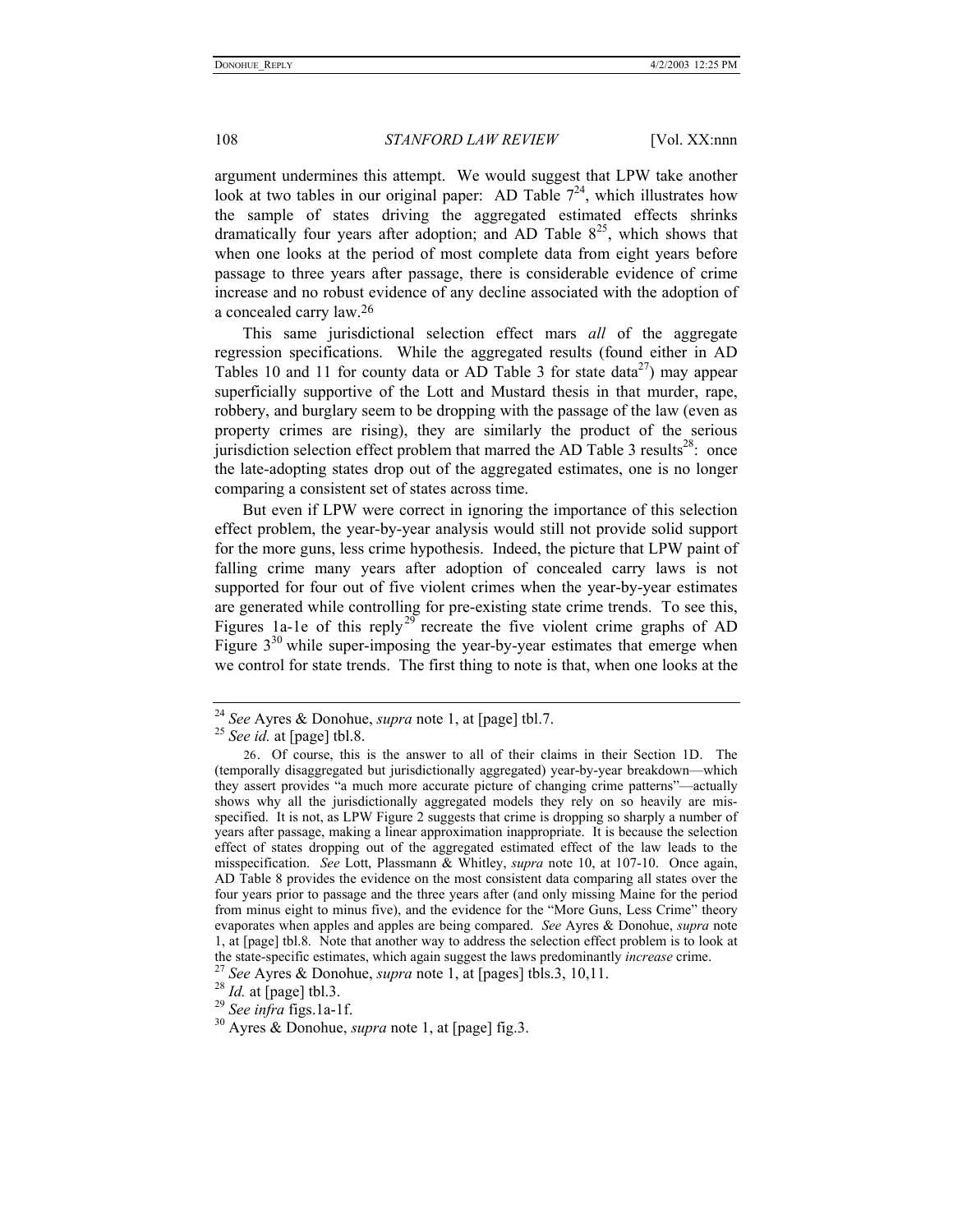argument undermines this attempt. We would suggest that LPW take another look at two tables in our original paper: AD Table 7[24], which illustrates how the sample of states driving the aggregated estimated effects shrinks dramatically four years after adoption; and AD Table 8[25], which shows that when one looks at the period of most complete data from eight years before passage to three years after passage, there is considerable evidence of crime increase and no robust evidence of any decline associated with the adoption of a concealed carry law.[26]

This same jurisdictional selection effect mars *all* of the aggregate regression specifications. While the aggregated results (found either in AD Tables 10 and 11 for county data or AD Table 3 for state data[27]) may appear superficially supportive of the Lott and Mustard thesis in that murder, rape, robbery, and burglary seem to be dropping with the passage of the law (even as property crimes are rising), they are similarly the product of the serious jurisdiction selection effect problem that marred the AD Table 3 results[28]: once the late-adopting states drop out of the aggregated estimates, one is no longer comparing a consistent set of states across time.

But even if LPW were correct in ignoring the importance of this selection effect problem, the year-by-year analysis would still not provide solid support for the more guns, less crime hypothesis. Indeed, the picture that LPW paint of falling crime many years after adoption of concealed carry laws is not supported for four out of five violent crimes when the year-by-year estimates are generated while controlling for pre-existing state crime trends. To see this, Figures 1a-1e of this reply[29] recreate the five violent crime graphs of AD Figure 3[30] while super-imposing the year-by-year estimates that emerge when we control for state trends. The first thing to note is that, when one looks at the

---

[24] *See* Ayres & Donohue, *supra* note 1, at [page] tbl.7.

[25] *See id.* at [page] tbl.8.

[26]. Of course, this is the answer to all of their claims in their Section 1D. The (temporally disaggregated but jurisdictionally aggregated) year-by-year breakdown—which they assert provides "a much more accurate picture of changing crime patterns"—actually shows why all the jurisdictionally aggregated models they rely on so heavily are misspecified. It is not, as LPW Figure 2 suggests that crime is dropping so sharply a number of years after passage, making a linear approximation inappropriate. It is because the selection effect of states dropping out of the aggregated estimated effect of the law leads to the misspecification. *See* Lott, Plassmann & Whitley, *supra* note 10, at 107-10. Once again, AD Table 8 provides the evidence on the most consistent data comparing all states over the four years prior to passage and the three years after (and only missing Maine for the period from minus eight to minus five), and the evidence for the "More Guns, Less Crime" theory evaporates when apples and apples are being compared. *See* Ayres & Donohue, *supra* note 1, at [page] tbl.8. Note that another way to address the selection effect problem is to look at the state-specific estimates, which again suggest the laws predominantly *increase* crime.

[27] *See* Ayres & Donohue, *supra* note 1, at [pages] tbls.3, 10,11.

[28] *Id.* at [page] tbl.3.

[29] *See infra* figs.1a-1f.

[30] Ayres & Donohue, *supra* note 1, at [page] fig.3.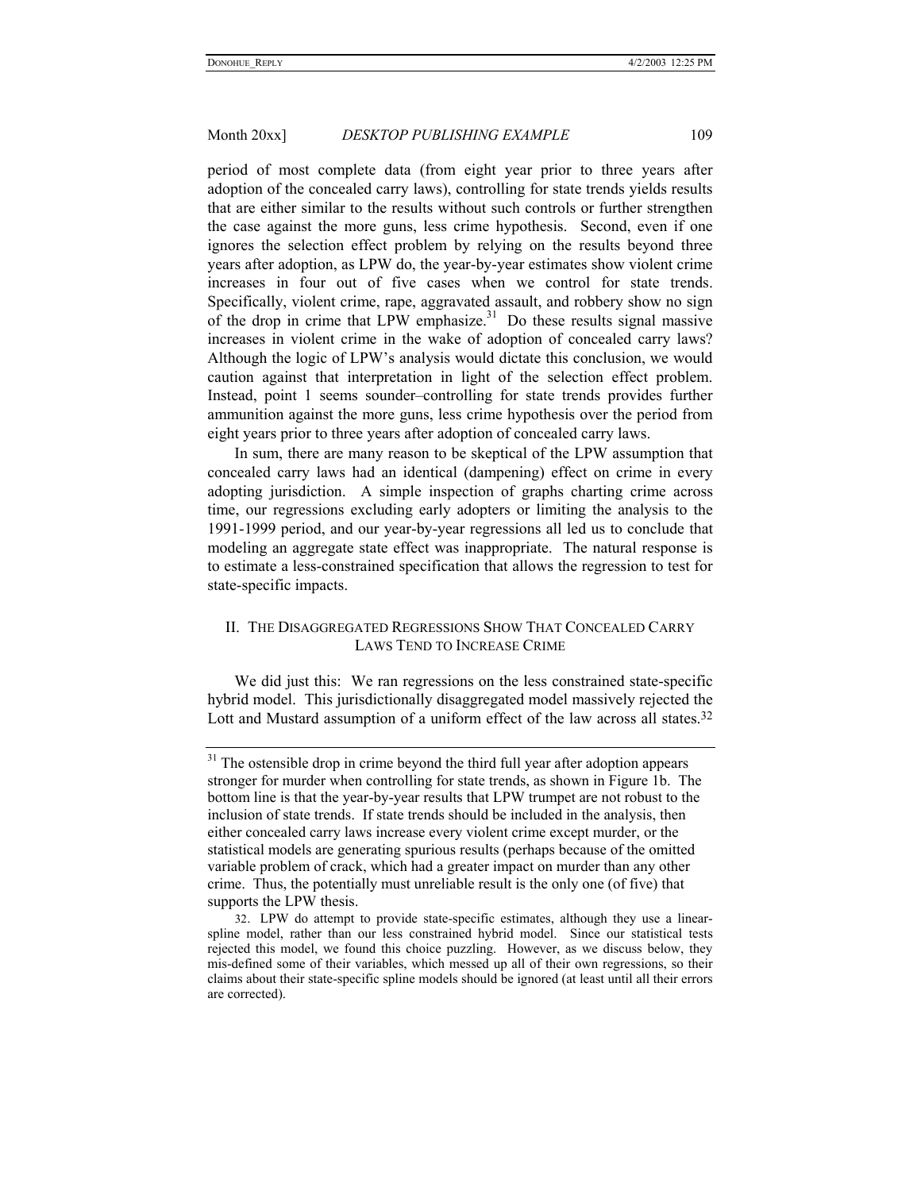period of most complete data (from eight year prior to three years after adoption of the concealed carry laws), controlling for state trends yields results that are either similar to the results without such controls or further strengthen the case against the more guns, less crime hypothesis. Second, even if one ignores the selection effect problem by relying on the results beyond three years after adoption, as LPW do, the year-by-year estimates show violent crime increases in four out of five cases when we control for state trends. Specifically, violent crime, rape, aggravated assault, and robbery show no sign of the drop in crime that LPW emphasize.[31] Do these results signal massive increases in violent crime in the wake of adoption of concealed carry laws? Although the logic of LPW's analysis would dictate this conclusion, we would caution against that interpretation in light of the selection effect problem. Instead, point 1 seems sounder–controlling for state trends provides further ammunition against the more guns, less crime hypothesis over the period from eight years prior to three years after adoption of concealed carry laws.

In sum, there are many reason to be skeptical of the LPW assumption that concealed carry laws had an identical (dampening) effect on crime in every adopting jurisdiction. A simple inspection of graphs charting crime across time, our regressions excluding early adopters or limiting the analysis to the 1991-1999 period, and our year-by-year regressions all led us to conclude that modeling an aggregate state effect was inappropriate. The natural response is to estimate a less-constrained specification that allows the regression to test for state-specific impacts.

## II. The Disaggregated Regressions Show That Concealed Carry Laws Tend to Increase Crime

We did just this: We ran regressions on the less constrained state-specific hybrid model. This jurisdictionally disaggregated model massively rejected the Lott and Mustard assumption of a uniform effect of the law across all states.[32]

---

[31] The ostensible drop in crime beyond the third full year after adoption appears stronger for murder when controlling for state trends, as shown in Figure 1b. The bottom line is that the year-by-year results that LPW trumpet are not robust to the inclusion of state trends. If state trends should be included in the analysis, then either concealed carry laws increase every violent crime except murder, or the statistical models are generating spurious results (perhaps because of the omitted variable problem of crack, which had a greater impact on murder than any other crime. Thus, the potentially must unreliable result is the only one (of five) that supports the LPW thesis.

32. LPW do attempt to provide state-specific estimates, although they use a linear-spline model, rather than our less constrained hybrid model. Since our statistical tests rejected this model, we found this choice puzzling. However, as we discuss below, they mis-defined some of their variables, which messed up all of their own regressions, so their claims about their state-specific spline models should be ignored (at least until all their errors are corrected).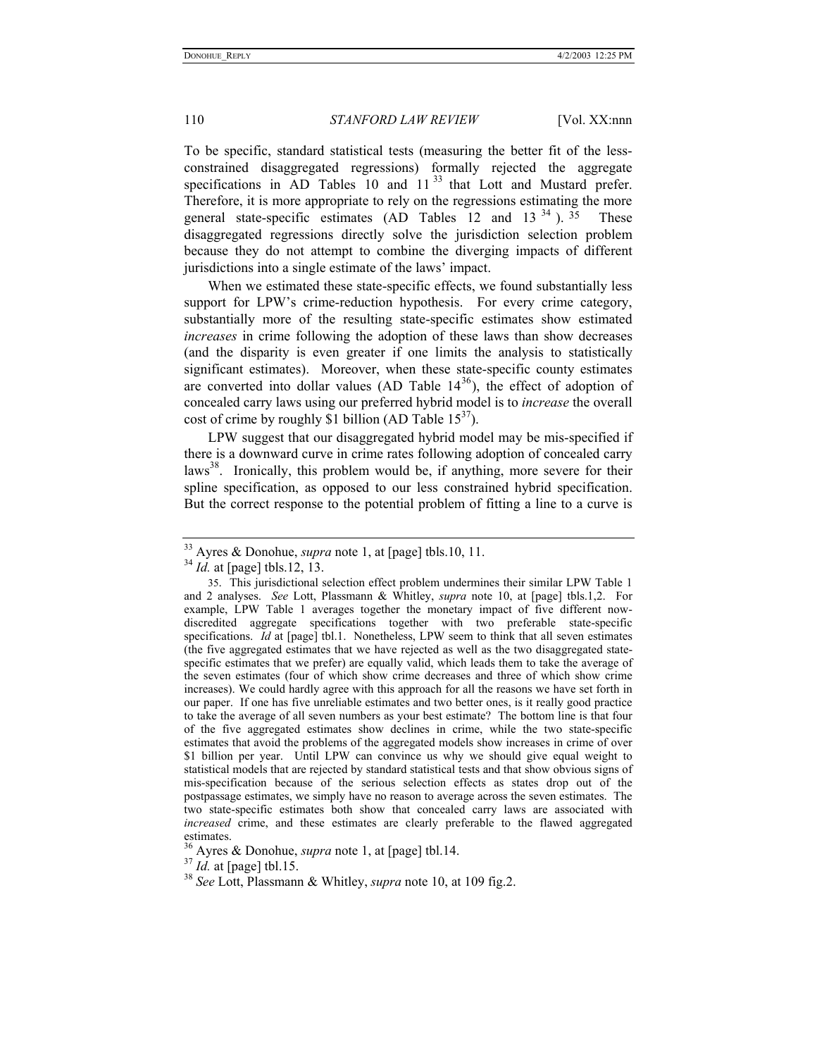To be specific, standard statistical tests (measuring the better fit of the less-constrained disaggregated regressions) formally rejected the aggregate specifications in AD Tables 10 and 11 [33] that Lott and Mustard prefer. Therefore, it is more appropriate to rely on the regressions estimating the more general state-specific estimates (AD Tables 12 and 13 [34]). [35] These disaggregated regressions directly solve the jurisdiction selection problem because they do not attempt to combine the diverging impacts of different jurisdictions into a single estimate of the laws' impact.

When we estimated these state-specific effects, we found substantially less support for LPW's crime-reduction hypothesis. For every crime category, substantially more of the resulting state-specific estimates show estimated *increases* in crime following the adoption of these laws than show decreases (and the disparity is even greater if one limits the analysis to statistically significant estimates). Moreover, when these state-specific county estimates are converted into dollar values (AD Table 14[36]), the effect of adoption of concealed carry laws using our preferred hybrid model is to *increase* the overall cost of crime by roughly $1 billion (AD Table 15[37]).

LPW suggest that our disaggregated hybrid model may be mis-specified if there is a downward curve in crime rates following adoption of concealed carry laws[38]. Ironically, this problem would be, if anything, more severe for their spline specification, as opposed to our less constrained hybrid specification. But the correct response to the potential problem of fitting a line to a curve is

---

[33] Ayres & Donohue, *supra* note 1, at [page] tbls.10, 11.

[34] *Id.* at [page] tbls.12, 13.

35. This jurisdictional selection effect problem undermines their similar LPW Table 1 and 2 analyses. *See* Lott, Plassmann & Whitley, *supra* note 10, at [page] tbls.1,2. For example, LPW Table 1 averages together the monetary impact of five different now-discredited aggregate specifications together with two preferable state-specific specifications. *Id* at [page] tbl.1. Nonetheless, LPW seem to think that all seven estimates (the five aggregated estimates that we have rejected as well as the two disaggregated state-specific estimates that we prefer) are equally valid, which leads them to take the average of the seven estimates (four of which show crime decreases and three of which show crime increases). We could hardly agree with this approach for all the reasons we have set forth in our paper. If one has five unreliable estimates and two better ones, is it really good practice to take the average of all seven numbers as your best estimate? The bottom line is that four of the five aggregated estimates show declines in crime, while the two state-specific estimates that avoid the problems of the aggregated models show increases in crime of over $1 billion per year. Until LPW can convince us why we should give equal weight to statistical models that are rejected by standard statistical tests and that show obvious signs of mis-specification because of the serious selection effects as states drop out of the postpassage estimates, we simply have no reason to average across the seven estimates. The two state-specific estimates both show that concealed carry laws are associated with *increased* crime, and these estimates are clearly preferable to the flawed aggregated estimates.

[36] Ayres & Donohue, *supra* note 1, at [page] tbl.14.

[37] *Id.* at [page] tbl.15.

[38] *See* Lott, Plassmann & Whitley, *supra* note 10, at 109 fig.2.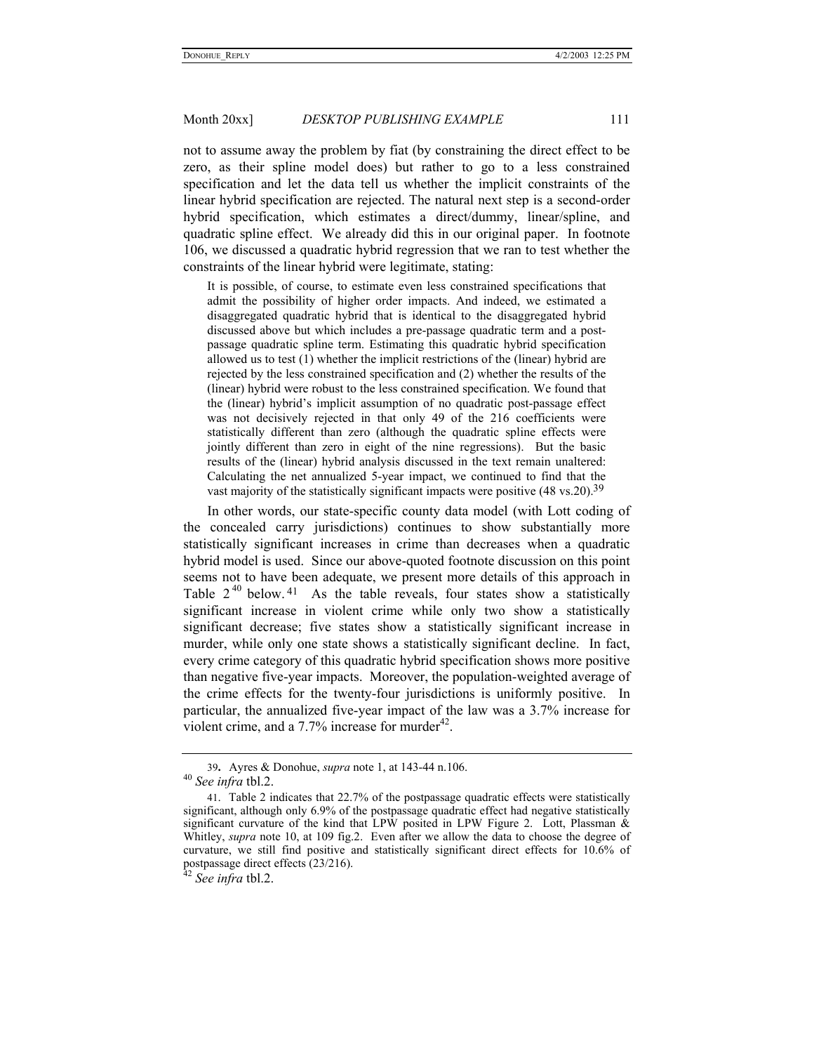not to assume away the problem by fiat (by constraining the direct effect to be zero, as their spline model does) but rather to go to a less constrained specification and let the data tell us whether the implicit constraints of the linear hybrid specification are rejected. The natural next step is a second-order hybrid specification, which estimates a direct/dummy, linear/spline, and quadratic spline effect. We already did this in our original paper. In footnote 106, we discussed a quadratic hybrid regression that we ran to test whether the constraints of the linear hybrid were legitimate, stating:

> It is possible, of course, to estimate even less constrained specifications that admit the possibility of higher order impacts. And indeed, we estimated a disaggregated quadratic hybrid that is identical to the disaggregated hybrid discussed above but which includes a pre-passage quadratic term and a post-passage quadratic spline term. Estimating this quadratic hybrid specification allowed us to test (1) whether the implicit restrictions of the (linear) hybrid are rejected by the less constrained specification and (2) whether the results of the (linear) hybrid were robust to the less constrained specification. We found that the (linear) hybrid's implicit assumption of no quadratic post-passage effect was not decisively rejected in that only 49 of the 216 coefficients were statistically different than zero (although the quadratic spline effects were jointly different than zero in eight of the nine regressions). But the basic results of the (linear) hybrid analysis discussed in the text remain unaltered: Calculating the net annualized 5-year impact, we continued to find that the vast majority of the statistically significant impacts were positive (48 vs.20).[39]

In other words, our state-specific county data model (with Lott coding of the concealed carry jurisdictions) continues to show substantially more statistically significant increases in crime than decreases when a quadratic hybrid model is used. Since our above-quoted footnote discussion on this point seems not to have been adequate, we present more details of this approach in Table 2[40] below.[41] As the table reveals, four states show a statistically significant increase in violent crime while only two show a statistically significant decrease; five states show a statistically significant increase in murder, while only one state shows a statistically significant decline. In fact, every crime category of this quadratic hybrid specification shows more positive than negative five-year impacts. Moreover, the population-weighted average of the crime effects for the twenty-four jurisdictions is uniformly positive. In particular, the annualized five-year impact of the law was a 3.7% increase for violent crime, and a 7.7% increase for murder[42].

---

39. Ayres & Donohue, *supra* note 1, at 143-44 n.106.

40 *See infra* tbl.2.

41. Table 2 indicates that 22.7% of the postpassage quadratic effects were statistically significant, although only 6.9% of the postpassage quadratic effect had negative statistically significant curvature of the kind that LPW posited in LPW Figure 2. Lott, Plassman & Whitley, *supra* note 10, at 109 fig.2. Even after we allow the data to choose the degree of curvature, we still find positive and statistically significant direct effects for 10.6% of postpassage direct effects (23/216).

42 *See infra* tbl.2.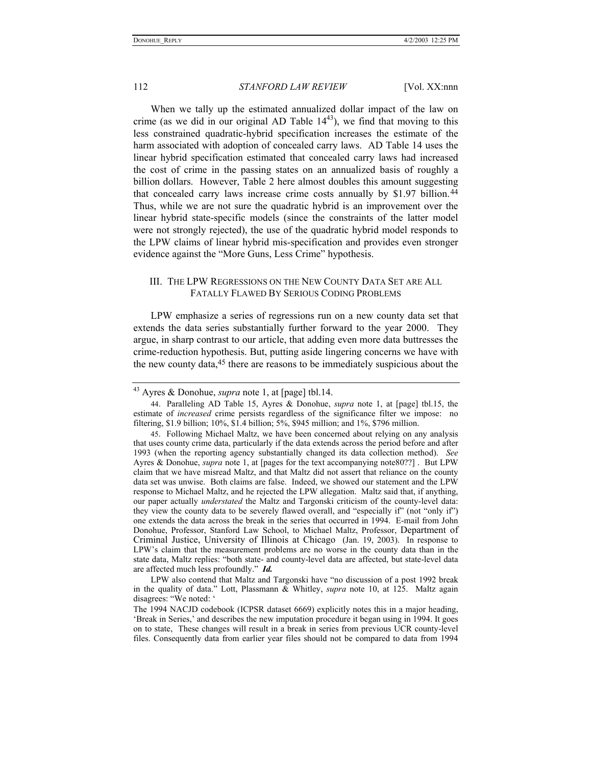When we tally up the estimated annualized dollar impact of the law on crime (as we did in our original AD Table 14[43]), we find that moving to this less constrained quadratic-hybrid specification increases the estimate of the harm associated with adoption of concealed carry laws. AD Table 14 uses the linear hybrid specification estimated that concealed carry laws had increased the cost of crime in the passing states on an annualized basis of roughly a billion dollars. However, Table 2 here almost doubles this amount suggesting that concealed carry laws increase crime costs annually by $1.97 billion.[44] Thus, while we are not sure the quadratic hybrid is an improvement over the linear hybrid state-specific models (since the constraints of the latter model were not strongly rejected), the use of the quadratic hybrid model responds to the LPW claims of linear hybrid mis-specification and provides even stronger evidence against the "More Guns, Less Crime" hypothesis.

## III. The LPW Regressions on the New County Data Set are All Fatally Flawed By Serious Coding Problems

LPW emphasize a series of regressions run on a new county data set that extends the data series substantially further forward to the year 2000. They argue, in sharp contrast to our article, that adding even more data buttresses the crime-reduction hypothesis. But, putting aside lingering concerns we have with the new county data,[45] there are reasons to be immediately suspicious about the

---

[43] Ayres & Donohue, *supra* note 1, at [page] tbl.14.

44. Paralleling AD Table 15, Ayres & Donohue, *supra* note 1, at [page] tbl.15, the estimate of *increased* crime persists regardless of the significance filter we impose: no filtering, $1.9 billion; 10%, $1.4 billion; 5%, $945 million; and 1%, $796 million.

45. Following Michael Maltz, we have been concerned about relying on any analysis that uses county crime data, particularly if the data extends across the period before and after 1993 (when the reporting agency substantially changed its data collection method). *See* Ayres & Donohue, *supra* note 1, at [pages for the text accompanying note80??] . But LPW claim that we have misread Maltz, and that Maltz did not assert that reliance on the county data set was unwise. Both claims are false. Indeed, we showed our statement and the LPW response to Michael Maltz, and he rejected the LPW allegation. Maltz said that, if anything, our paper actually *understated* the Maltz and Targonski criticism of the county-level data: they view the county data to be severely flawed overall, and "especially if" (not "only if") one extends the data across the break in the series that occurred in 1994. E-mail from John Donohue, Professor, Stanford Law School, to Michael Maltz, Professor, Department of Criminal Justice, University of Illinois at Chicago (Jan. 19, 2003). In response to LPW's claim that the measurement problems are no worse in the county data than in the state data, Maltz replies: "both state- and county-level data are affected, but state-level data are affected much less profoundly." ***Id.***

LPW also contend that Maltz and Targonski have "no discussion of a post 1992 break in the quality of data." Lott, Plassmann & Whitley, *supra* note 10, at 125. Maltz again disagrees: "We noted: '

The 1994 NACJD codebook (ICPSR dataset 6669) explicitly notes this in a major heading, 'Break in Series,' and describes the new imputation procedure it began using in 1994. It goes on to state, These changes will result in a break in series from previous UCR county-level files. Consequently data from earlier year files should not be compared to data from 1994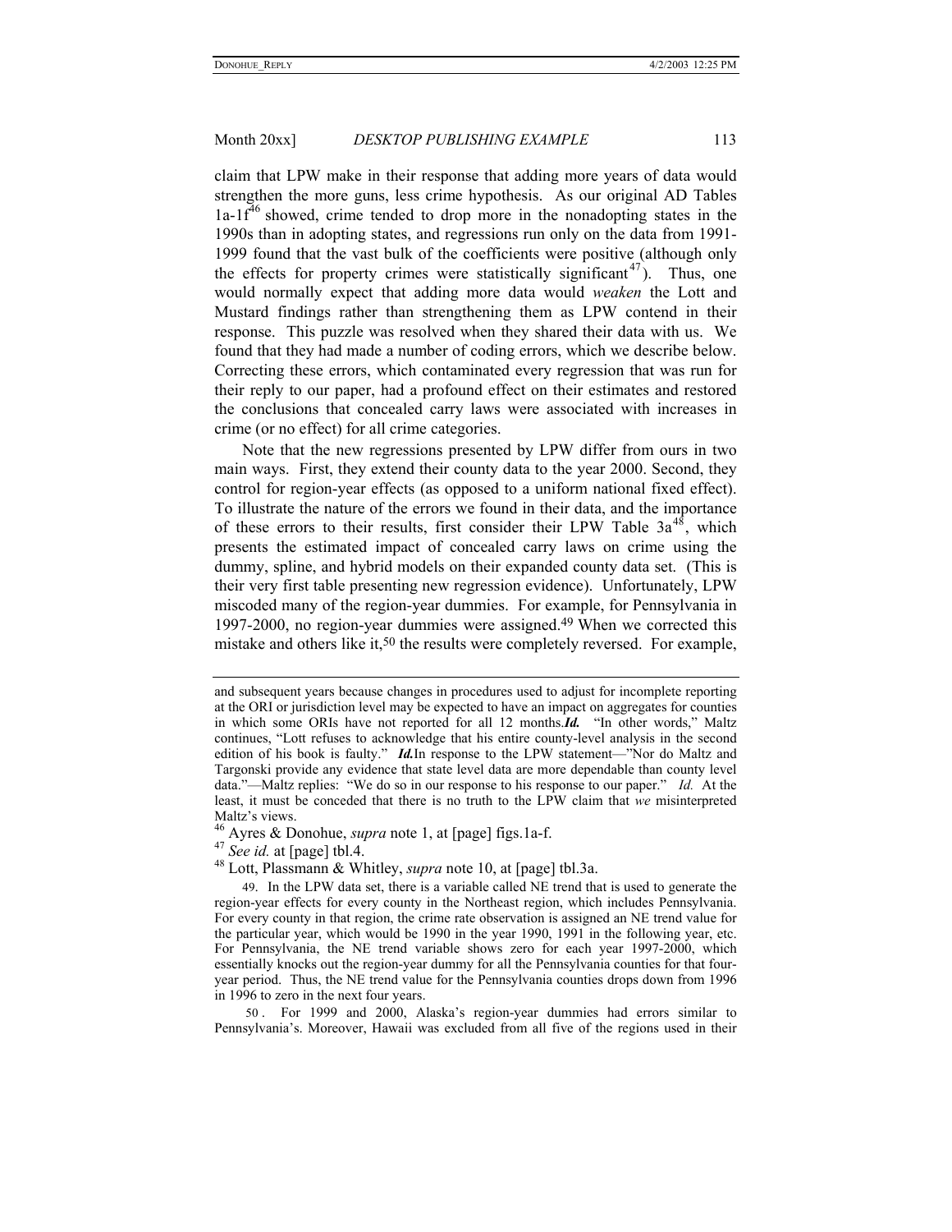claim that LPW make in their response that adding more years of data would strengthen the more guns, less crime hypothesis. As our original AD Tables 1a-1f[46] showed, crime tended to drop more in the nonadopting states in the 1990s than in adopting states, and regressions run only on the data from 1991-1999 found that the vast bulk of the coefficients were positive (although only the effects for property crimes were statistically significant[47]). Thus, one would normally expect that adding more data would *weaken* the Lott and Mustard findings rather than strengthening them as LPW contend in their response. This puzzle was resolved when they shared their data with us. We found that they had made a number of coding errors, which we describe below. Correcting these errors, which contaminated every regression that was run for their reply to our paper, had a profound effect on their estimates and restored the conclusions that concealed carry laws were associated with increases in crime (or no effect) for all crime categories.

Note that the new regressions presented by LPW differ from ours in two main ways. First, they extend their county data to the year 2000. Second, they control for region-year effects (as opposed to a uniform national fixed effect). To illustrate the nature of the errors we found in their data, and the importance of these errors to their results, first consider their LPW Table 3a[48], which presents the estimated impact of concealed carry laws on crime using the dummy, spline, and hybrid models on their expanded county data set. (This is their very first table presenting new regression evidence). Unfortunately, LPW miscoded many of the region-year dummies. For example, for Pennsylvania in 1997-2000, no region-year dummies were assigned.[49] When we corrected this mistake and others like it,[50] the results were completely reversed. For example,

---

and subsequent years because changes in procedures used to adjust for incomplete reporting at the ORI or jurisdiction level may be expected to have an impact on aggregates for counties in which some ORIs have not reported for all 12 months.***Id.*** "In other words," Maltz continues, "Lott refuses to acknowledge that his entire county-level analysis in the second edition of his book is faulty." ***Id.***In response to the LPW statement—"Nor do Maltz and Targonski provide any evidence that state level data are more dependable than county level data."—Maltz replies: "We do so in our response to his response to our paper." *Id.* At the least, it must be conceded that there is no truth to the LPW claim that *we* misinterpreted Maltz's views.

[46] Ayres & Donohue, *supra* note 1, at [page] figs.1a-f.

[47] *See id.* at [page] tbl.4.

[48] Lott, Plassmann & Whitley, *supra* note 10, at [page] tbl.3a.

49. In the LPW data set, there is a variable called NE trend that is used to generate the region-year effects for every county in the Northeast region, which includes Pennsylvania. For every county in that region, the crime rate observation is assigned an NE trend value for the particular year, which would be 1990 in the year 1990, 1991 in the following year, etc. For Pennsylvania, the NE trend variable shows zero for each year 1997-2000, which essentially knocks out the region-year dummy for all the Pennsylvania counties for that four-year period. Thus, the NE trend value for the Pennsylvania counties drops down from 1996 in 1996 to zero in the next four years.

50 . For 1999 and 2000, Alaska's region-year dummies had errors similar to Pennsylvania's. Moreover, Hawaii was excluded from all five of the regions used in their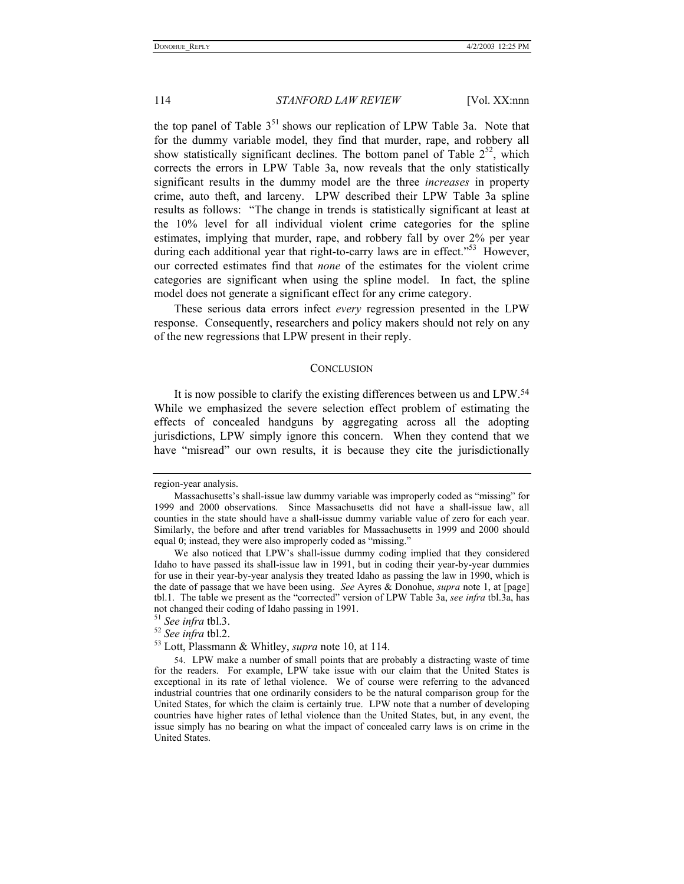the top panel of Table 3[51] shows our replication of LPW Table 3a. Note that for the dummy variable model, they find that murder, rape, and robbery all show statistically significant declines. The bottom panel of Table 2[52], which corrects the errors in LPW Table 3a, now reveals that the only statistically significant results in the dummy model are the three *increases* in property crime, auto theft, and larceny. LPW described their LPW Table 3a spline results as follows: "The change in trends is statistically significant at least at the 10% level for all individual violent crime categories for the spline estimates, implying that murder, rape, and robbery fall by over 2% per year during each additional year that right-to-carry laws are in effect."[53] However, our corrected estimates find that *none* of the estimates for the violent crime categories are significant when using the spline model. In fact, the spline model does not generate a significant effect for any crime category.

These serious data errors infect *every* regression presented in the LPW response. Consequently, researchers and policy makers should not rely on any of the new regressions that LPW present in their reply.

## CONCLUSION

It is now possible to clarify the existing differences between us and LPW.[54] While we emphasized the severe selection effect problem of estimating the effects of concealed handguns by aggregating across all the adopting jurisdictions, LPW simply ignore this concern. When they contend that we have "misread" our own results, it is because they cite the jurisdictionally

---

region-year analysis.

Massachusetts's shall-issue law dummy variable was improperly coded as "missing" for 1999 and 2000 observations. Since Massachusetts did not have a shall-issue law, all counties in the state should have a shall-issue dummy variable value of zero for each year. Similarly, the before and after trend variables for Massachusetts in 1999 and 2000 should equal 0; instead, they were also improperly coded as "missing."

We also noticed that LPW's shall-issue dummy coding implied that they considered Idaho to have passed its shall-issue law in 1991, but in coding their year-by-year dummies for use in their year-by-year analysis they treated Idaho as passing the law in 1990, which is the date of passage that we have been using. *See* Ayres & Donohue, *supra* note 1, at [page] tbl.1. The table we present as the "corrected" version of LPW Table 3a, *see infra* tbl.3a, has not changed their coding of Idaho passing in 1991.

[51] *See infra* tbl.3.

[52] *See infra* tbl.2.

[53] Lott, Plassmann & Whitley, *supra* note 10, at 114.

54. LPW make a number of small points that are probably a distracting waste of time for the readers. For example, LPW take issue with our claim that the United States is exceptional in its rate of lethal violence. We of course were referring to the advanced industrial countries that one ordinarily considers to be the natural comparison group for the United States, for which the claim is certainly true. LPW note that a number of developing countries have higher rates of lethal violence than the United States, but, in any event, the issue simply has no bearing on what the impact of concealed carry laws is on crime in the United States.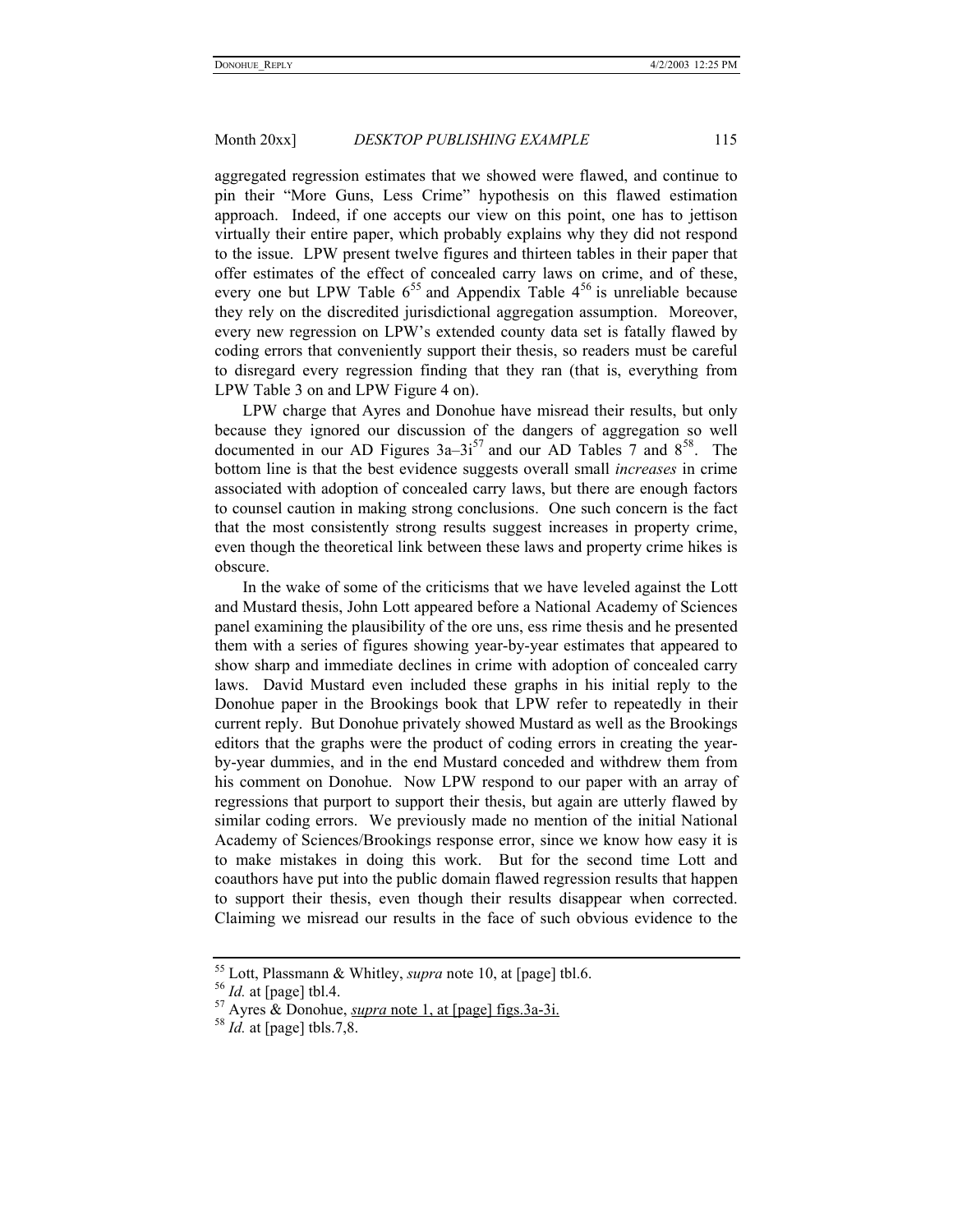aggregated regression estimates that we showed were flawed, and continue to pin their "More Guns, Less Crime" hypothesis on this flawed estimation approach. Indeed, if one accepts our view on this point, one has to jettison virtually their entire paper, which probably explains why they did not respond to the issue. LPW present twelve figures and thirteen tables in their paper that offer estimates of the effect of concealed carry laws on crime, and of these, every one but LPW Table 6[55] and Appendix Table 4[56] is unreliable because they rely on the discredited jurisdictional aggregation assumption. Moreover, every new regression on LPW's extended county data set is fatally flawed by coding errors that conveniently support their thesis, so readers must be careful to disregard every regression finding that they ran (that is, everything from LPW Table 3 on and LPW Figure 4 on).

LPW charge that Ayres and Donohue have misread their results, but only because they ignored our discussion of the dangers of aggregation so well documented in our AD Figures 3a–3i[57] and our AD Tables 7 and 8[58]. The bottom line is that the best evidence suggests overall small *increases* in crime associated with adoption of concealed carry laws, but there are enough factors to counsel caution in making strong conclusions. One such concern is the fact that the most consistently strong results suggest increases in property crime, even though the theoretical link between these laws and property crime hikes is obscure.

In the wake of some of the criticisms that we have leveled against the Lott and Mustard thesis, John Lott appeared before a National Academy of Sciences panel examining the plausibility of the ore uns, ess rime thesis and he presented them with a series of figures showing year-by-year estimates that appeared to show sharp and immediate declines in crime with adoption of concealed carry laws. David Mustard even included these graphs in his initial reply to the Donohue paper in the Brookings book that LPW refer to repeatedly in their current reply. But Donohue privately showed Mustard as well as the Brookings editors that the graphs were the product of coding errors in creating the year-by-year dummies, and in the end Mustard conceded and withdrew them from his comment on Donohue. Now LPW respond to our paper with an array of regressions that purport to support their thesis, but again are utterly flawed by similar coding errors. We previously made no mention of the initial National Academy of Sciences/Brookings response error, since we know how easy it is to make mistakes in doing this work. But for the second time Lott and coauthors have put into the public domain flawed regression results that happen to support their thesis, even though their results disappear when corrected. Claiming we misread our results in the face of such obvious evidence to the

---

[55] Lott, Plassmann & Whitley, *supra* note 10, at [page] tbl.6.

[56] *Id.* at [page] tbl.4.

[57] Ayres & Donohue, *supra* note 1, at [page] figs.3a-3i.

[58] *Id.* at [page] tbls.7,8.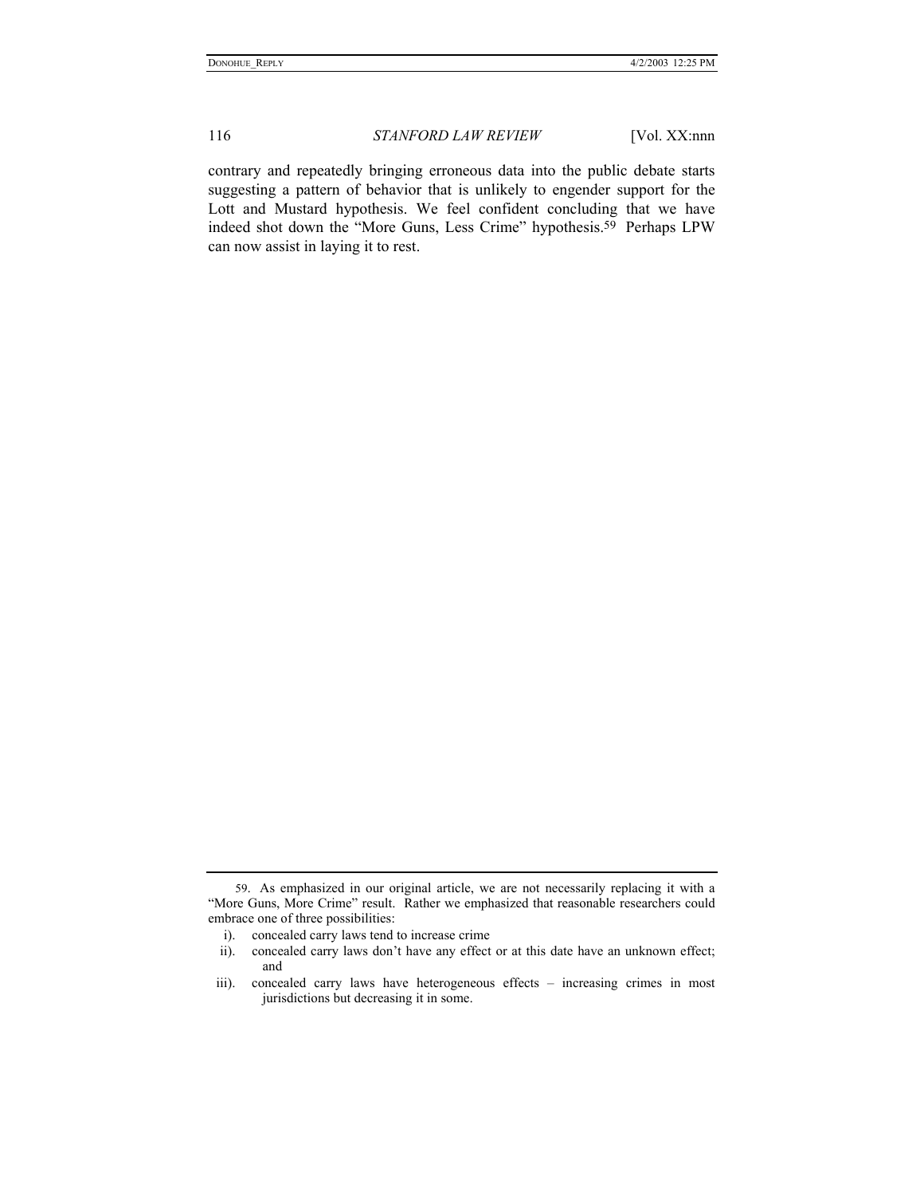contrary and repeatedly bringing erroneous data into the public debate starts suggesting a pattern of behavior that is unlikely to engender support for the Lott and Mustard hypothesis. We feel confident concluding that we have indeed shot down the "More Guns, Less Crime" hypothesis.[59] Perhaps LPW can now assist in laying it to rest.

---

59. As emphasized in our original article, we are not necessarily replacing it with a "More Guns, More Crime" result. Rather we emphasized that reasonable researchers could embrace one of three possibilities:

i). concealed carry laws tend to increase crime

ii). concealed carry laws don't have any effect or at this date have an unknown effect; and

iii). concealed carry laws have heterogeneous effects – increasing crimes in most jurisdictions but decreasing it in some.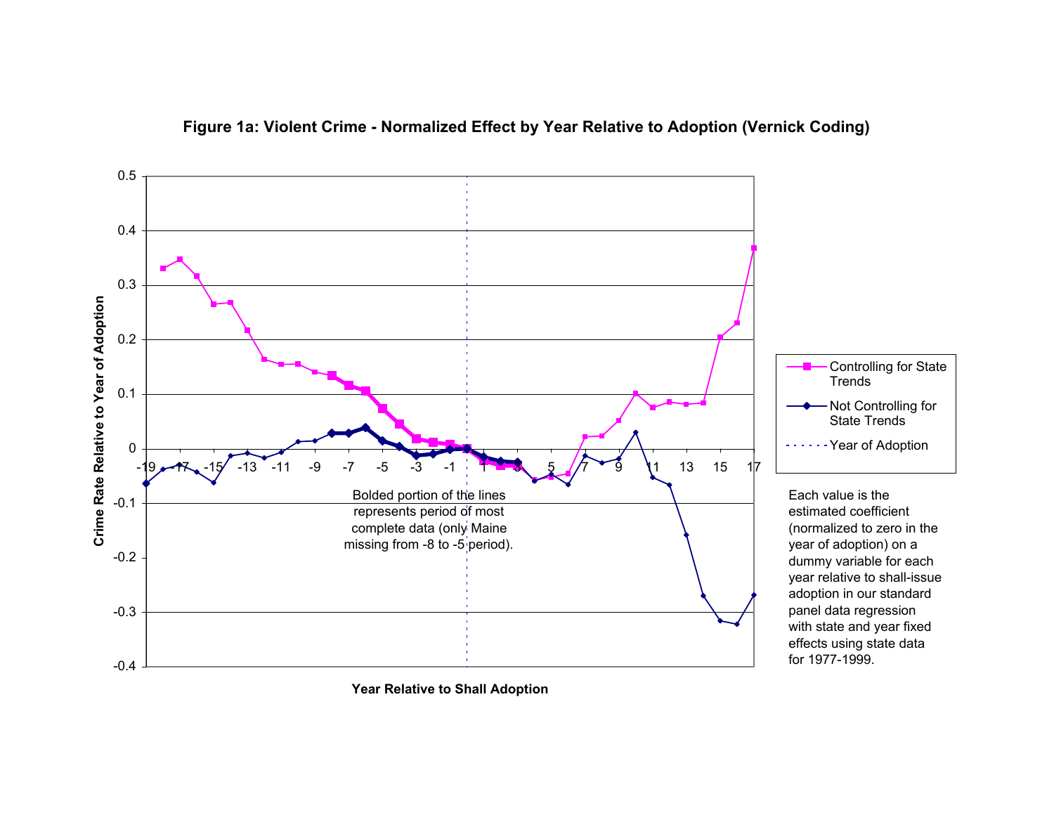**Figure 1a: Violent Crime - Normalized Effect by Year Relative to Adoption (Vernick Coding)**

Crime Rate Relative to Year of Adoption

Year Relative to Shall Adoption

- Controlling for State Trends
- Not Controlling for State Trends
- Year of Adoption

Bolded portion of the lines represents period of most complete data (only Maine missing from -8 to -5 period).

Each value is the estimated coefficient (normalized to zero in the year of adoption) on a dummy variable for each year relative to shall-issue adoption in our standard panel data regression with state and year fixed effects using state data for 1977-1999.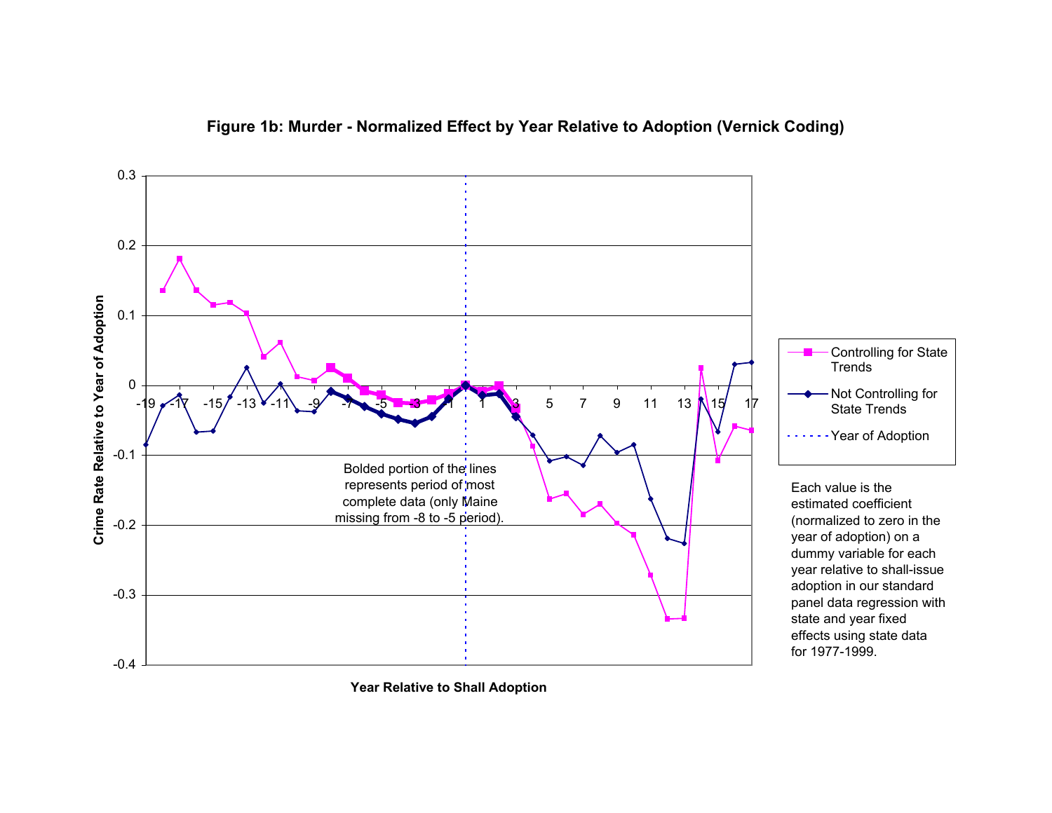**Figure 1b: Murder - Normalized Effect by Year Relative to Adoption (Vernick Coding)**

Crime Rate Relative to Year of Adoption

Year Relative to Shall Adoption

- Controlling for State Trends
- Not Controlling for State Trends
- Year of Adoption

Bolded portion of the lines represents period of most complete data (only Maine missing from -8 to -5 period).

Each value is the estimated coefficient (normalized to zero in the year of adoption) on a dummy variable for each year relative to shall-issue adoption in our standard panel data regression with state and year fixed effects using state data for 1977-1999.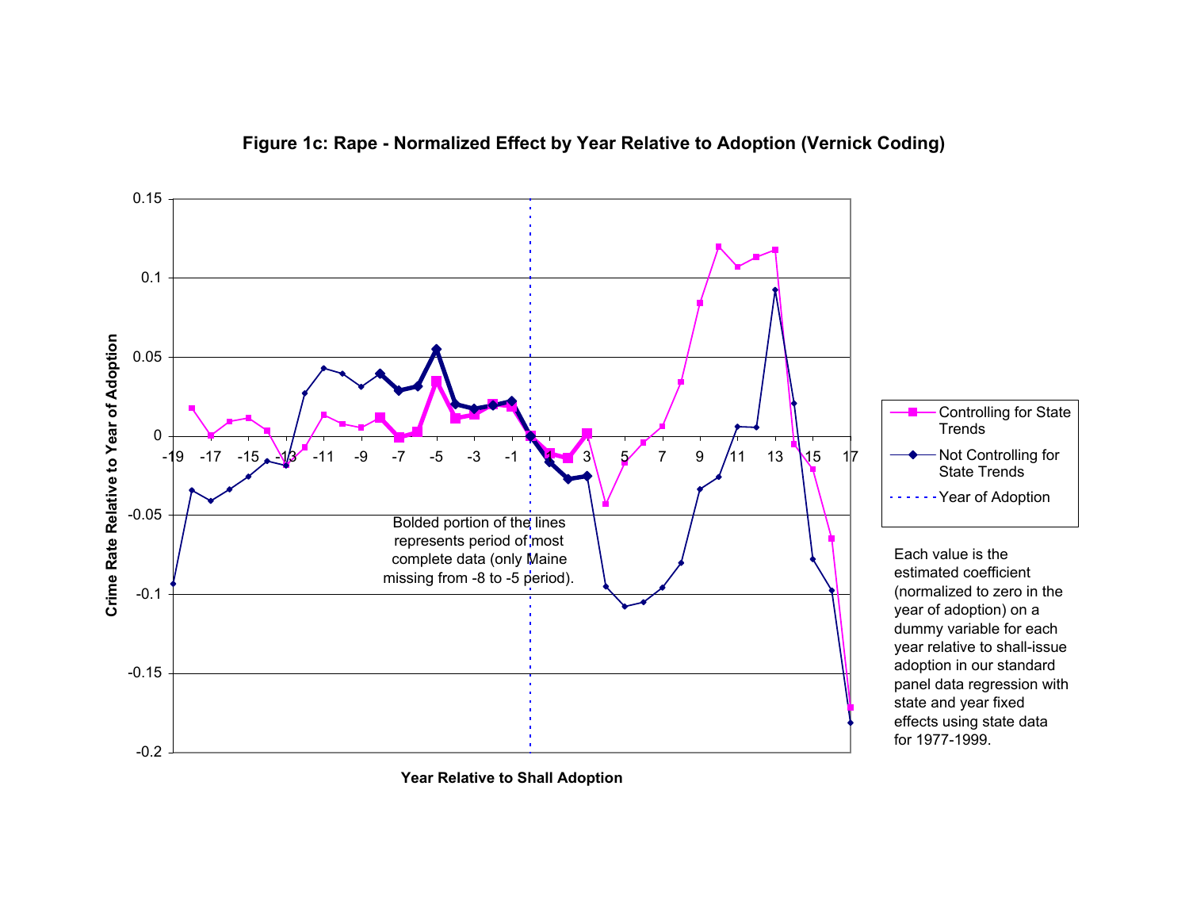**Figure 1c: Rape - Normalized Effect by Year Relative to Adoption (Vernick Coding)**

Crime Rate Relative to Year of Adoption

Year Relative to Shall Adoption

- Controlling for State Trends
- Not Controlling for State Trends
- Year of Adoption

Bolded portion of the lines represents period of most complete data (only Maine missing from -8 to -5 period).

Each value is the estimated coefficient (normalized to zero in the year of adoption) on a dummy variable for each year relative to shall-issue adoption in our standard panel data regression with state and year fixed effects using state data for 1977-1999.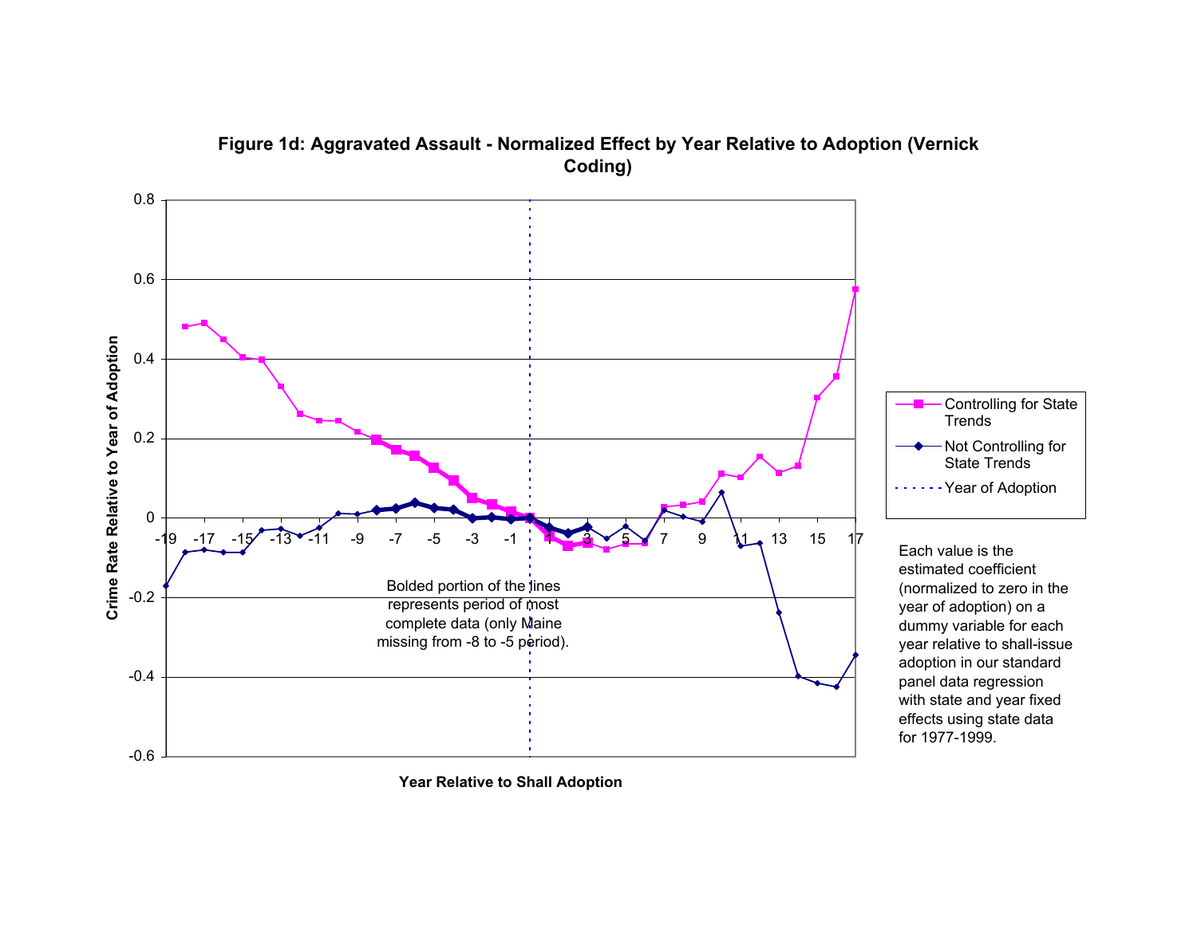**Figure 1d: Aggravated Assault - Normalized Effect by Year Relative to Adoption (Vernick Coding)**

Bolded portion of the lines represents period of most complete data (only Maine missing from -8 to -5 period).

Each value is the estimated coefficient (normalized to zero in the year of adoption) on a dummy variable for each year relative to shall-issue adoption in our standard panel data regression with state and year fixed effects using state data for 1977-1999.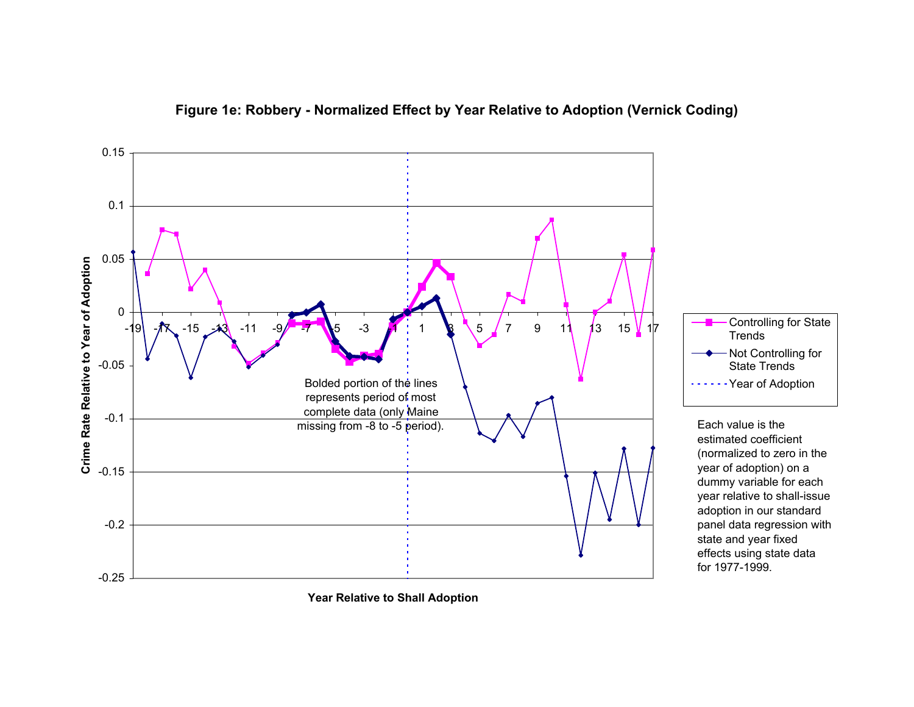**Figure 1e: Robbery - Normalized Effect by Year Relative to Adoption (Vernick Coding)**

Crime Rate Relative to Year of Adoption

Year Relative to Shall Adoption

Bolded portion of the lines represents period of most complete data (only Maine missing from -8 to -5 period).

- Controlling for State Trends
- Not Controlling for State Trends
- Year of Adoption

Each value is the estimated coefficient (normalized to zero in the year of adoption) on a dummy variable for each year relative to shall-issue adoption in our standard panel data regression with state and year fixed effects using state data for 1977-1999.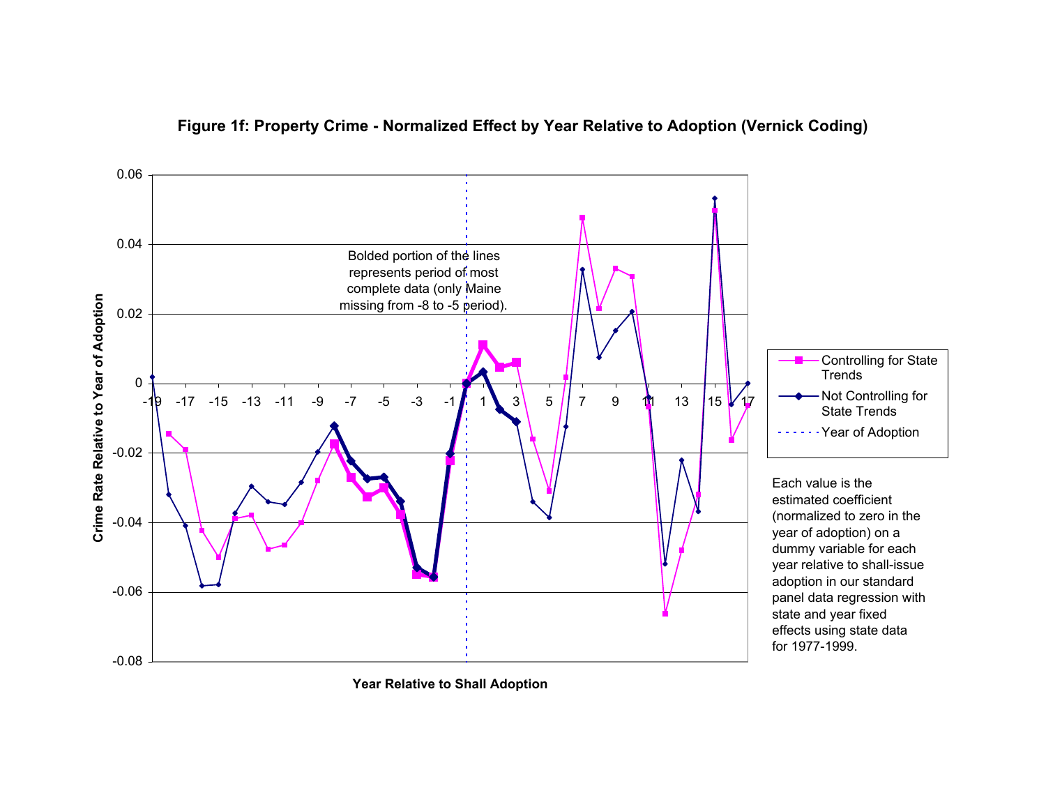## Figure 1f: Property Crime - Normalized Effect by Year Relative to Adoption (Vernick Coding)

Bolded portion of the lines represents period of most complete data (only Maine missing from -8 to -5 period).

Crime Rate Relative to Year of Adoption

Year Relative to Shall Adoption

- Controlling for State Trends
- Not Controlling for State Trends
- Year of Adoption

Each value is the estimated coefficient (normalized to zero in the year of adoption) on a dummy variable for each year relative to shall-issue adoption in our standard panel data regression with state and year fixed effects using state data for 1977-1999.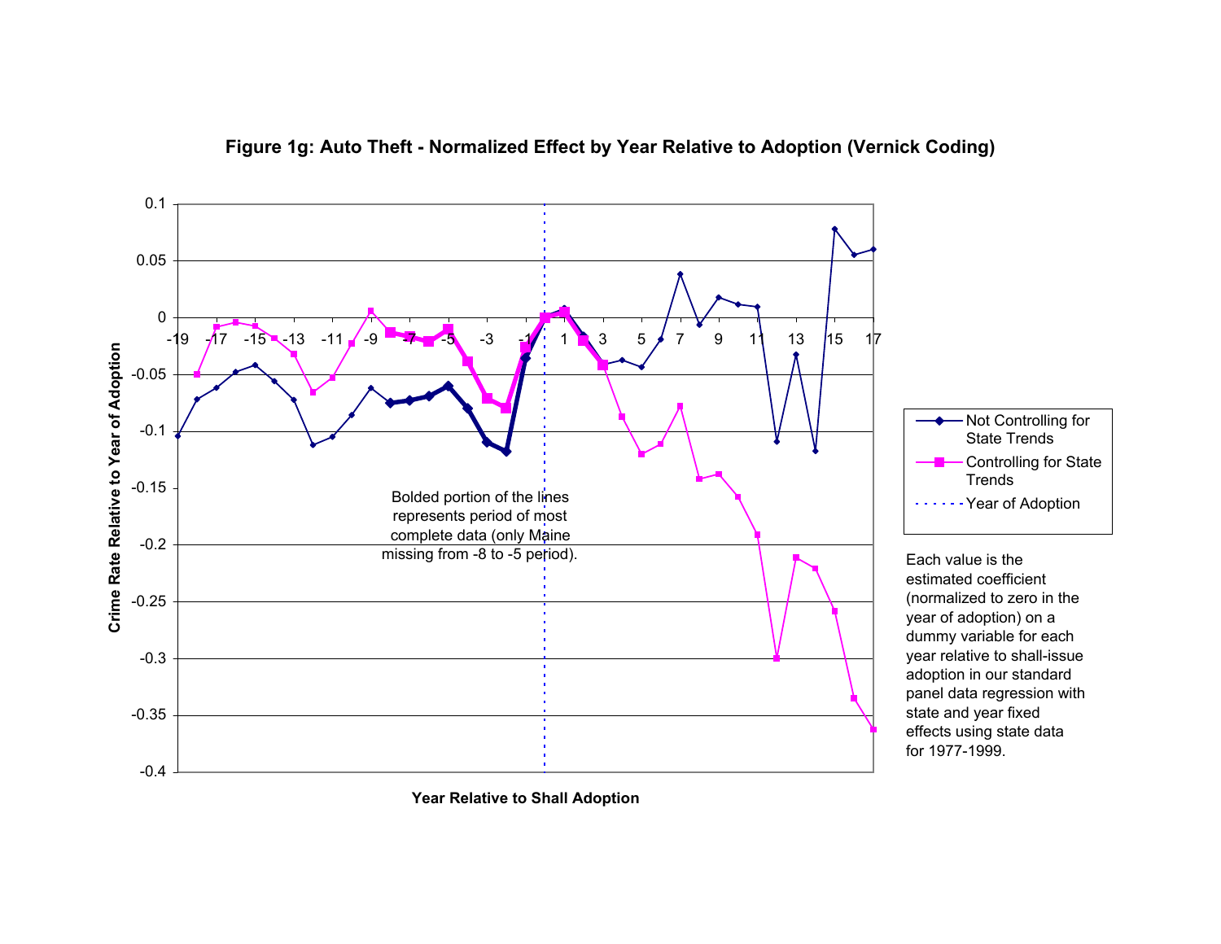**Figure 1g: Auto Theft - Normalized Effect by Year Relative to Adoption (Vernick Coding)**

Crime Rate Relative to Year of Adoption

Year Relative to Shall Adoption

- Not Controlling for State Trends
- Controlling for State Trends
- Year of Adoption

Bolded portion of the lines represents period of most complete data (only Maine missing from -8 to -5 period).

Each value is the estimated coefficient (normalized to zero in the year of adoption) on a dummy variable for each year relative to shall-issue adoption in our standard panel data regression with state and year fixed effects using state data for 1977-1999.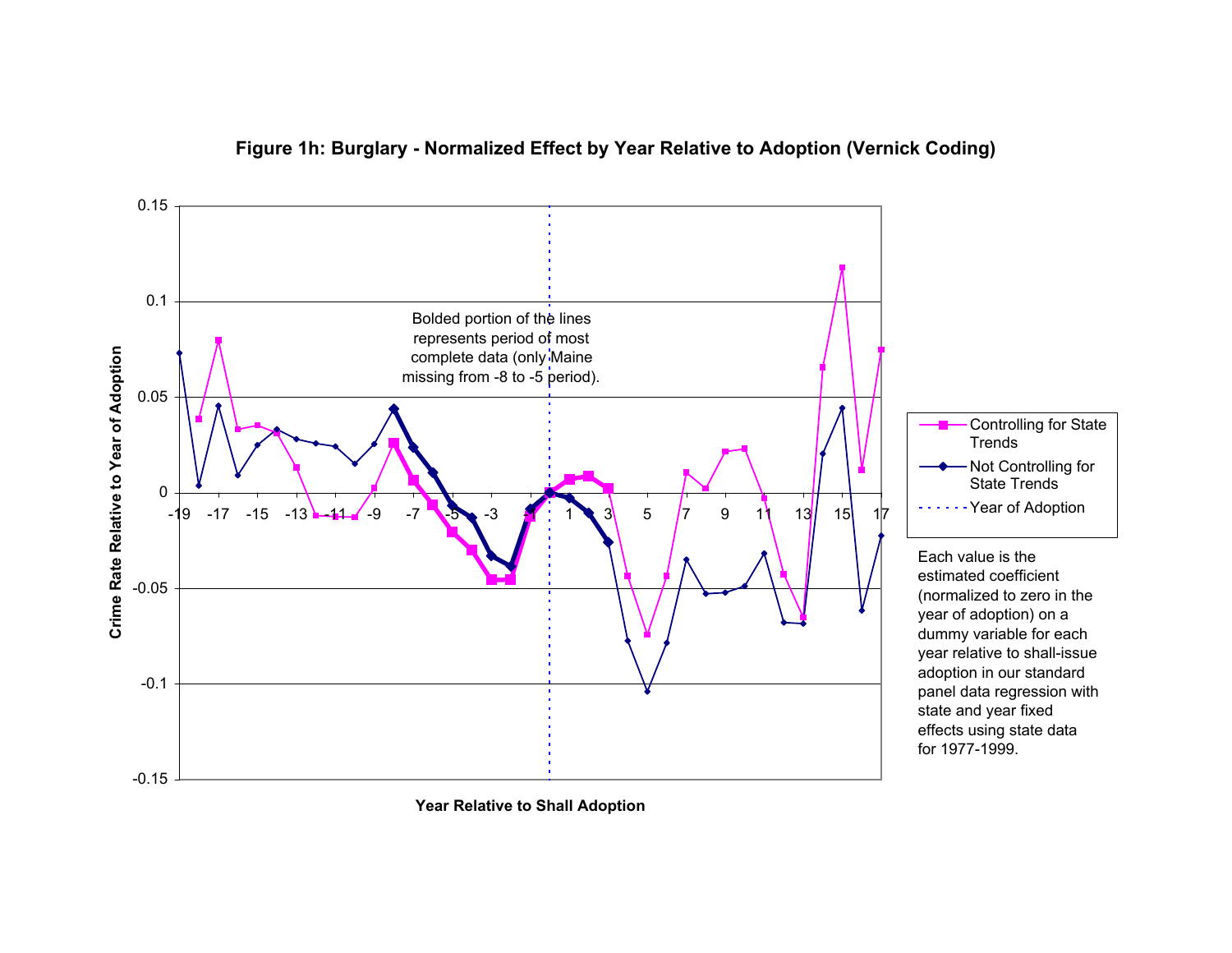### Figure 1h: Burglary - Normalized Effect by Year Relative to Adoption (Vernick Coding)

Bolded portion of the lines represents period of most complete data (only Maine missing from -8 to -5 period).

Crime Rate Relative to Year of Adoption

Year Relative to Shall Adoption

- Controlling for State Trends
- Not Controlling for State Trends
- Year of Adoption

Each value is the estimated coefficient (normalized to zero in the year of adoption) on a dummy variable for each year relative to shall-issue adoption in our standard panel data regression with state and year fixed effects using state data for 1977-1999.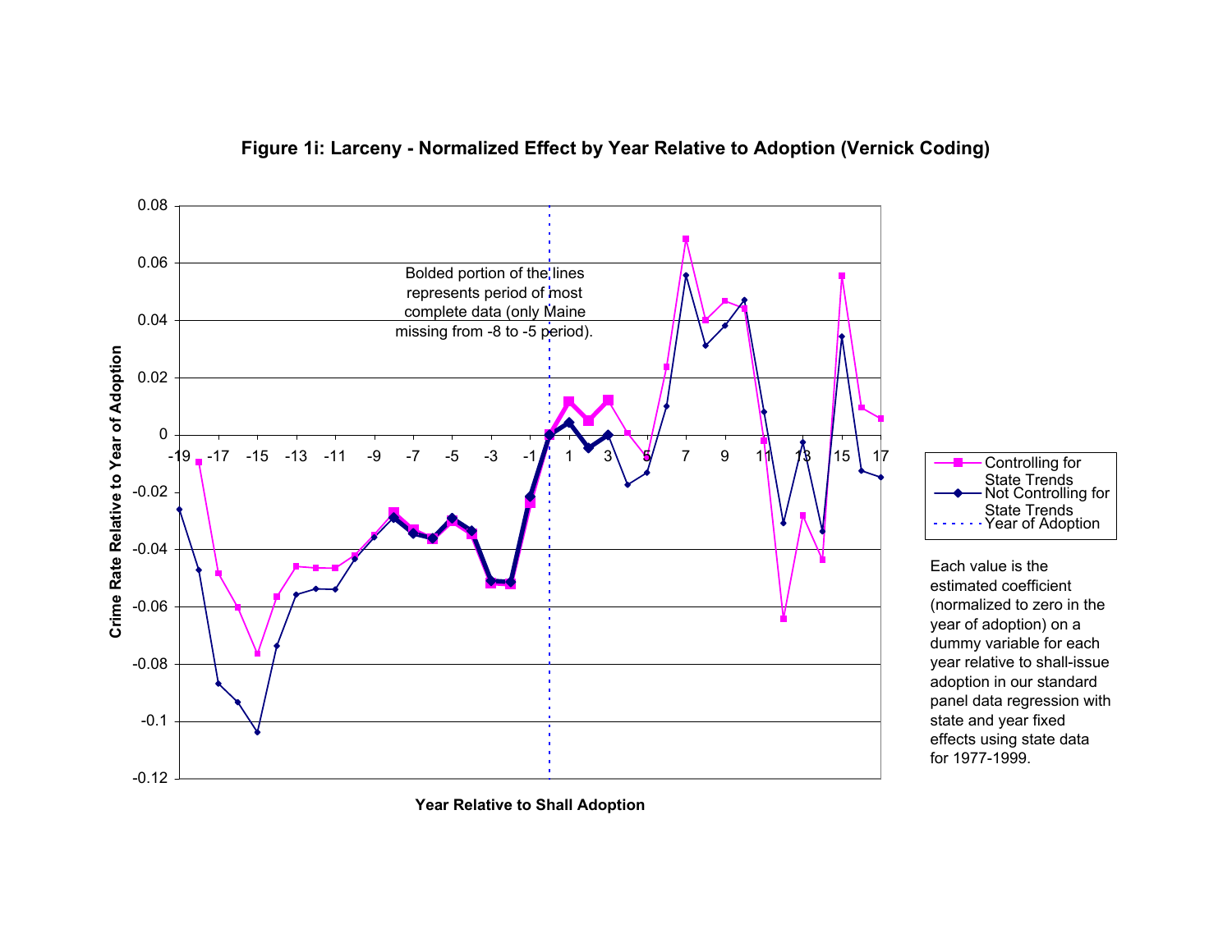**Figure 1i: Larceny - Normalized Effect by Year Relative to Adoption (Vernick Coding)**

Bolded portion of the lines represents period of most complete data (only Maine missing from -8 to -5 period).

Crime Rate Relative to Year of Adoption

Year Relative to Shall Adoption

- Controlling for State Trends
- Not Controlling for State Trends
- Year of Adoption

Each value is the estimated coefficient (normalized to zero in the year of adoption) on a dummy variable for each year relative to shall-issue adoption in our standard panel data regression with state and year fixed effects using state data for 1977-1999.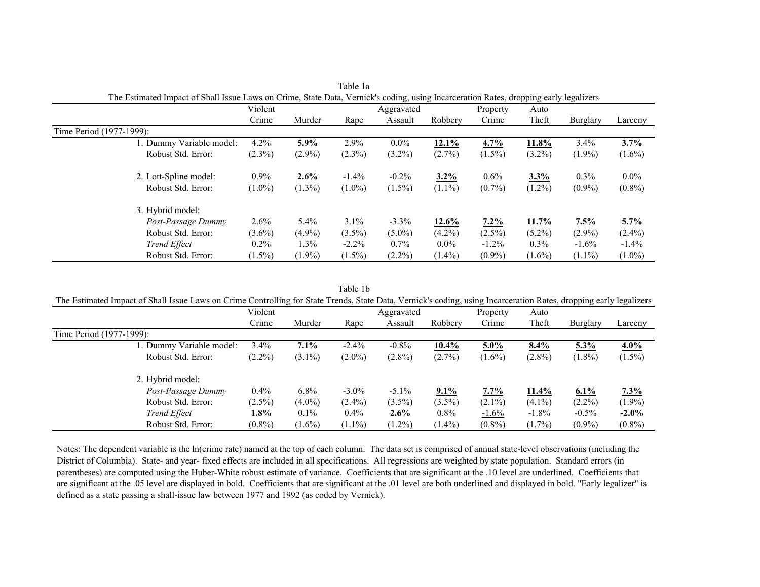Table 1a

The Estimated Impact of Shall Issue Laws on Crime, State Data, Vernick's coding, using Incarceration Rates, dropping early legalizers

| | Violent Crime | Murder | Rape | Aggravated Assault | Robbery | Property Crime | Auto Theft | Burglary | Larceny |
|---|---|---|---|---|---|---|---|---|---|
| Time Period (1977-1999): | | | | | | | | | |
| 1. Dummy Variable model: | <u>4.2%</u> | **5.9%** | 2.9% | 0.0% | <u>**12.1%**</u> | <u>**4.7%**</u> | <u>**11.8%**</u> | <u>3.4%</u> | **3.7%** |
| Robust Std. Error: | (2.3%) | (2.9%) | (2.3%) | (3.2%) | (2.7%) | (1.5%) | (3.2%) | (1.9%) | (1.6%) |
| 2. Lott-Spline model: | 0.9% | **2.6%** | -1.4% | -0.2% | <u>**3.2%**</u> | 0.6% | <u>**3.3%**</u> | 0.3% | 0.0% |
| Robust Std. Error: | (1.0%) | (1.3%) | (1.0%) | (1.5%) | (1.1%) | (0.7%) | (1.2%) | (0.9%) | (0.8%) |
| 3. Hybrid model: | | | | | | | | | |
| *Post-Passage Dummy* | 2.6% | 5.4% | 3.1% | -3.3% | <u>**12.6%**</u> | <u>**7.2%**</u> | **11.7%** | **7.5%** | **5.7%** |
| Robust Std. Error: | (3.6%) | (4.9%) | (3.5%) | (5.0%) | (4.2%) | (2.5%) | (5.2%) | (2.9%) | (2.4%) |
| *Trend Effect* | 0.2% | 1.3% | -2.2% | 0.7% | 0.0% | -1.2% | 0.3% | -1.6% | -1.4% |
| Robust Std. Error: | (1.5%) | (1.9%) | (1.5%) | (2.2%) | (1.4%) | (0.9%) | (1.6%) | (1.1%) | (1.0%) |

Table 1b

The Estimated Impact of Shall Issue Laws on Crime Controlling for State Trends, State Data, Vernick's coding, using Incarceration Rates, dropping early legalizers

| | Violent Crime | Murder | Rape | Aggravated Assault | Robbery | Property Crime | Auto Theft | Burglary | Larceny |
|---|---|---|---|---|---|---|---|---|---|
| Time Period (1977-1999): | | | | | | | | | |
| 1. Dummy Variable model: | 3.4% | **7.1%** | -2.4% | -0.8% | <u>**10.4%**</u> | <u>**5.0%**</u> | <u>**8.4%**</u> | <u>**5.3%**</u> | <u>**4.0%**</u> |
| Robust Std. Error: | (2.2%) | (3.1%) | (2.0%) | (2.8%) | (2.7%) | (1.6%) | (2.8%) | (1.8%) | (1.5%) |
| 2. Hybrid model: | | | | | | | | | |
| *Post-Passage Dummy* | 0.4% | <u>6.8%</u> | -3.0% | -5.1% | <u>**9.1%**</u> | <u>**7.7%**</u> | <u>**11.4%**</u> | <u>**6.1%**</u> | <u>**7.3%**</u> |
| Robust Std. Error: | (2.5%) | (4.0%) | (2.4%) | (3.5%) | (3.5%) | (2.1%) | (4.1%) | (2.2%) | (1.9%) |
| *Trend Effect* | **1.8%** | 0.1% | 0.4% | **2.6%** | 0.8% | <u>-1.6%</u> | -1.8% | -0.5% | **-2.0%** |
| Robust Std. Error: | (0.8%) | (1.6%) | (1.1%) | (1.2%) | (1.4%) | (0.8%) | (1.7%) | (0.9%) | (0.8%) |

Notes: The dependent variable is the ln(crime rate) named at the top of each column. The data set is comprised of annual state-level observations (including the District of Columbia). State- and year- fixed effects are included in all specifications. All regressions are weighted by state population. Standard errors (in parentheses) are computed using the Huber-White robust estimate of variance. Coefficients that are significant at the .10 level are underlined. Coefficients that are significant at the .05 level are displayed in bold. Coefficients that are significant at the .01 level are both underlined and displayed in bold. "Early legalizer" is defined as a state passing a shall-issue law between 1977 and 1992 (as coded by Vernick).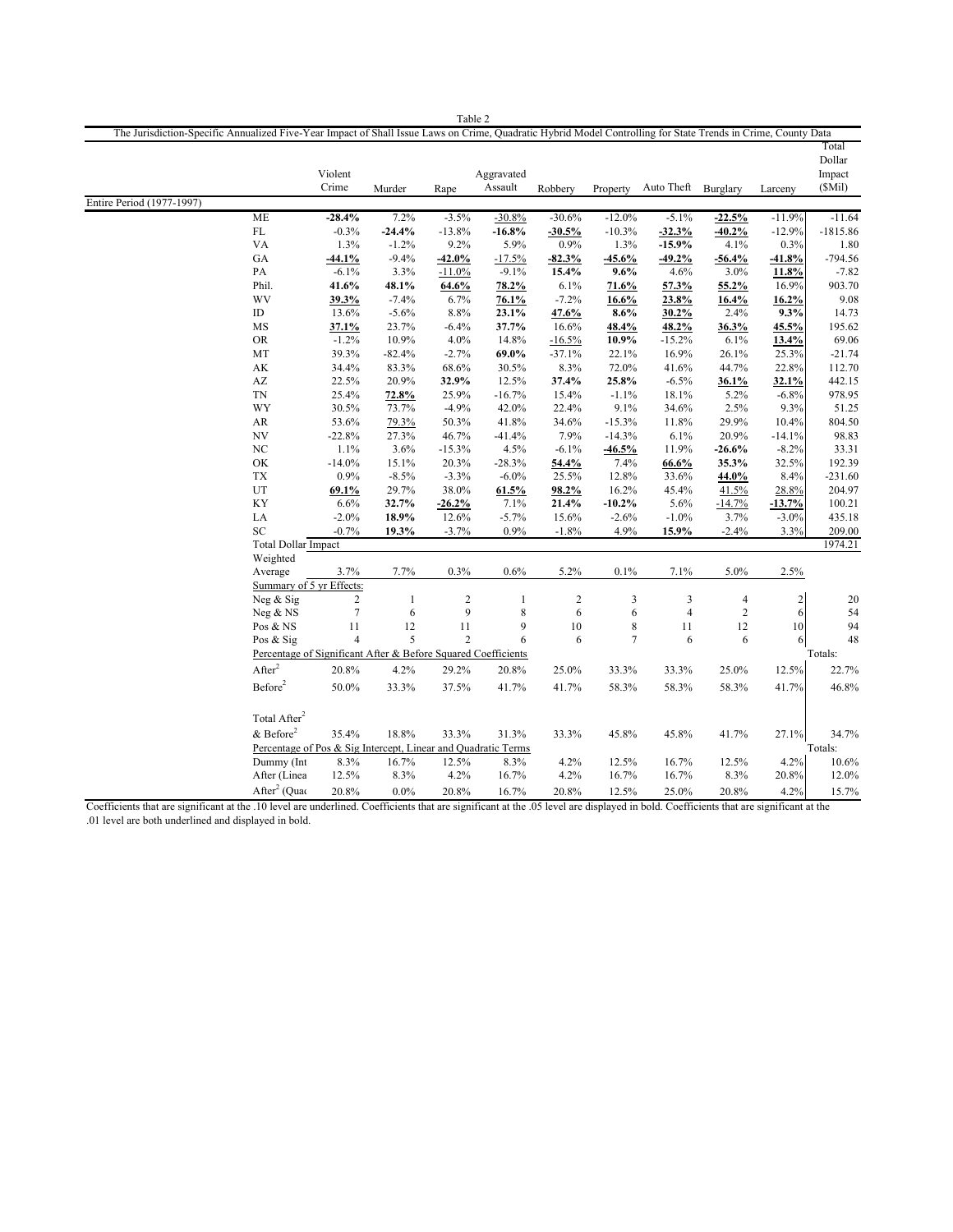Table 2

The Jurisdiction-Specific Annualized Five-Year Impact of Shall Issue Laws on Crime, Quadratic Hybrid Model Controlling for State Trends in Crime, County Data

| | | Violent Crime | Murder | Rape | Aggravated Assault | Robbery | Property | Auto Theft | Burglary | Larceny | Total Dollar Impact ($Mil) |
|---|---|---|---|---|---|---|---|---|---|---|---|
| Entire Period (1977-1997) | | | | | | | | | | | |
| | ME | **-28.4%** | 7.2% | -3.5% | -30.8% | -30.6% | -12.0% | -5.1% | **-22.5%** | -11.9% | -11.64 |
| | FL | -0.3% | **-24.4%** | -13.8% | **-16.8%** | **-30.5%** | -10.3% | **-32.3%** | **-40.2%** | -12.9% | -1815.86 |
| | VA | 1.3% | -1.2% | 9.2% | 5.9% | 0.9% | 1.3% | **-15.9%** | 4.1% | 0.3% | 1.80 |
| | GA | **-44.1%** | -9.4% | **-42.0%** | -17.5% | **-82.3%** | **-45.6%** | **-49.2%** | **-56.4%** | **-41.8%** | -794.56 |
| | PA | -6.1% | 3.3% | -11.0% | -9.1% | **15.4%** | **9.6%** | 4.6% | 3.0% | 11.8% | -7.82 |
| | Phil. | **41.6%** | **48.1%** | **64.6%** | **78.2%** | 6.1% | **71.6%** | **57.3%** | **55.2%** | 16.9% | 903.70 |
| | WV | **39.3%** | -7.4% | 6.7% | **76.1%** | -7.2% | **16.6%** | **23.8%** | **16.4%** | **16.2%** | 9.08 |
| | ID | 13.6% | -5.6% | 8.8% | **23.1%** | **47.6%** | **8.6%** | **30.2%** | 2.4% | **9.3%** | 14.73 |
| | MS | **37.1%** | 23.7% | -6.4% | **37.7%** | 16.6% | **48.4%** | **48.2%** | **36.3%** | **45.5%** | 195.62 |
| | OR | -1.2% | 10.9% | 4.0% | 14.8% | -16.5% | **10.9%** | -15.2% | 6.1% | **13.4%** | 69.06 |
| | MT | 39.3% | -82.4% | -2.7% | **69.0%** | -37.1% | 22.1% | 16.9% | 26.1% | 25.3% | -21.74 |
| | AK | 34.4% | 83.3% | 68.6% | 30.5% | 8.3% | 72.0% | 41.6% | 44.7% | 22.8% | 112.70 |
| | AZ | 22.5% | 20.9% | **32.9%** | 12.5% | **37.4%** | **25.8%** | -6.5% | **36.1%** | **32.1%** | 442.15 |
| | TN | 25.4% | **72.8%** | 25.9% | -16.7% | 15.4% | -1.1% | 18.1% | 5.2% | -6.8% | 978.95 |
| | WY | 30.5% | 73.7% | -4.9% | 42.0% | 22.4% | 9.1% | 34.6% | 2.5% | 9.3% | 51.25 |
| | AR | 53.6% | 79.3% | 50.3% | 41.8% | 34.6% | -15.3% | 11.8% | 29.9% | 10.4% | 804.50 |
| | NV | -22.8% | 27.3% | 46.7% | -41.4% | 7.9% | -14.3% | 6.1% | 20.9% | -14.1% | 98.83 |
| | NC | 1.1% | 3.6% | -15.3% | 4.5% | -6.1% | **-46.5%** | 11.9% | **-26.6%** | -8.2% | 33.31 |
| | OK | -14.0% | 15.1% | 20.3% | -28.3% | **54.4%** | 7.4% | **66.6%** | **35.3%** | 32.5% | 192.39 |
| | TX | 0.9% | -8.5% | -3.3% | -6.0% | 25.5% | 12.8% | 33.6% | **44.0%** | 8.4% | -231.60 |
| | UT | **69.1%** | 29.7% | 38.0% | **61.5%** | **98.2%** | 16.2% | 45.4% | 41.5% | 28.8% | 204.97 |
| | KY | 6.6% | **32.7%** | **-26.2%** | 7.1% | **21.4%** | **-10.2%** | 5.6% | -14.7% | **-13.7%** | 100.21 |
| | LA | -2.0% | **18.9%** | 12.6% | -5.7% | 15.6% | -2.6% | -1.0% | 3.7% | -3.0% | 435.18 |
| | SC | -0.7% | **19.3%** | -3.7% | 0.9% | -1.8% | 4.9% | **15.9%** | -2.4% | 3.3% | 209.00 |
| | Total Dollar Impact | | | | | | | | | | 1974.21 |
| | Weighted Average | 3.7% | 7.7% | 0.3% | 0.6% | 5.2% | 0.1% | 7.1% | 5.0% | 2.5% | |
| | Summary of 5 yr Effects: | | | | | | | | | | |
| | Neg & Sig | 2 | 1 | 2 | 1 | 2 | 3 | 3 | 4 | 2 | 20 |
| | Neg & NS | 7 | 6 | 9 | 8 | 6 | 6 | 4 | 2 | 6 | 54 |
| | Pos & NS | 11 | 12 | 11 | 9 | 10 | 8 | 11 | 12 | 10 | 94 |
| | Pos & Sig | 4 | 5 | 2 | 6 | 6 | 7 | 6 | 6 | 6 | 48 |
| | Percentage of Significant After & Before Squared Coefficients | | | | | | | | | | Totals: |
| | $\text{After}^2$ | 20.8% | 4.2% | 29.2% | 20.8% | 25.0% | 33.3% | 33.3% | 25.0% | 12.5% | 22.7% |
| | $\text{Before}^2$ | 50.0% | 33.3% | 37.5% | 41.7% | 41.7% | 58.3% | 58.3% | 58.3% | 41.7% | 46.8% |
| | Total $\text{After}^2$ & $\text{Before}^2$ | 35.4% | 18.8% | 33.3% | 31.3% | 33.3% | 45.8% | 45.8% | 41.7% | 27.1% | 34.7% |
| | Percentage of Pos & Sig Intercept, Linear and Quadratic Terms | | | | | | | | | | Totals: |
| | Dummy (Int | 8.3% | 16.7% | 12.5% | 8.3% | 4.2% | 12.5% | 16.7% | 12.5% | 4.2% | 10.6% |
| | After (Linea | 12.5% | 8.3% | 4.2% | 16.7% | 4.2% | 16.7% | 16.7% | 8.3% | 20.8% | 12.0% |
| | $\text{After}^2$ (Quad | 20.8% | 0.0% | 20.8% | 16.7% | 20.8% | 12.5% | 25.0% | 20.8% | 4.2% | 15.7% |

Coefficients that are significant at the .10 level are underlined. Coefficients that are significant at the .05 level are displayed in bold. Coefficients that are significant at the .01 level are both underlined and displayed in bold.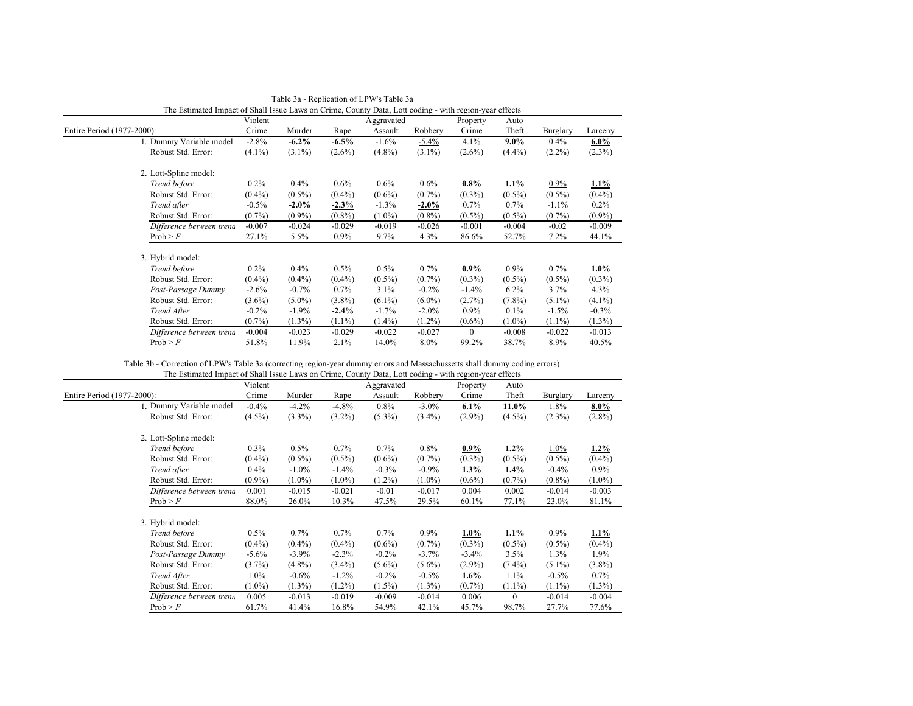Table 3a - Replication of LPW's Table 3a

The Estimated Impact of Shall Issue Laws on Crime, County Data, Lott coding - with region-year effects

| Entire Period (1977-2000): | | Violent Crime | Murder | Rape | Aggravated Assault | Robbery | Property Crime | Auto Theft | Burglary | Larceny |
|---|---|---|---|---|---|---|---|---|---|---|
| 1. Dummy Variable model: | | -2.8% | **-6.2%** | **-6.5%** | -1.6% | -5.4% | 4.1% | **9.0%** | 0.4% | **6.0%** |
| Robust Std. Error: | | (4.1%) | (3.1%) | (2.6%) | (4.8%) | (3.1%) | (2.6%) | (4.4%) | (2.2%) | (2.3%) |
| 2. Lott-Spline model: | | | | | | | | | | |
| *Trend before* | | 0.2% | 0.4% | 0.6% | 0.6% | 0.6% | **0.8%** | **1.1%** | 0.9% | **1.1%** |
| Robust Std. Error: | | (0.4%) | (0.5%) | (0.4%) | (0.6%) | (0.7%) | (0.3%) | (0.5%) | (0.5%) | (0.4%) |
| *Trend after* | | -0.5% | **-2.0%** | **-2.3%** | -1.3% | **-2.0%** | 0.7% | 0.7% | -1.1% | 0.2% |
| Robust Std. Error: | | (0.7%) | (0.9%) | (0.8%) | (1.0%) | (0.8%) | (0.5%) | (0.5%) | (0.7%) | (0.9%) |
| *Difference between trend* | | -0.007 | -0.024 | -0.029 | -0.019 | -0.026 | -0.001 | -0.004 | -0.02 | -0.009 |
| Prob > *F* | | 27.1% | 5.5% | 0.9% | 9.7% | 4.3% | 86.6% | 52.7% | 7.2% | 44.1% |
| 3. Hybrid model: | | | | | | | | | | |
| *Trend before* | | 0.2% | 0.4% | 0.5% | 0.5% | 0.7% | **0.9%** | 0.9% | 0.7% | **1.0%** |
| Robust Std. Error: | | (0.4%) | (0.4%) | (0.4%) | (0.5%) | (0.7%) | (0.3%) | (0.5%) | (0.5%) | (0.3%) |
| *Post-Passage Dummy* | | -2.6% | -0.7% | 0.7% | 3.1% | -0.2% | -1.4% | 6.2% | 3.7% | 4.3% |
| Robust Std. Error: | | (3.6%) | (5.0%) | (3.8%) | (6.1%) | (6.0%) | (2.7%) | (7.8%) | (5.1%) | (4.1%) |
| *Trend After* | | -0.2% | -1.9% | **-2.4%** | -1.7% | -2.0% | 0.9% | 0.1% | -1.5% | -0.3% |
| Robust Std. Error: | | (0.7%) | (1.3%) | (1.1%) | (1.4%) | (1.2%) | (0.6%) | (1.0%) | (1.1%) | (1.3%) |
| *Difference between trend* | | -0.004 | -0.023 | -0.029 | -0.022 | -0.027 | 0 | -0.008 | -0.022 | -0.013 |
| Prob > *F* | | 51.8% | 11.9% | 2.1% | 14.0% | 8.0% | 99.2% | 38.7% | 8.9% | 40.5% |

Table 3b - Correction of LPW's Table 3a (correcting region-year dummy errors and Massachussetts shall dummy coding errors)

The Estimated Impact of Shall Issue Laws on Crime, County Data, Lott coding - with region-year effects

| Entire Period (1977-2000): | | Violent Crime | Murder | Rape | Aggravated Assault | Robbery | Property Crime | Auto Theft | Burglary | Larceny |
|---|---|---|---|---|---|---|---|---|---|---|
| 1. Dummy Variable model: | | -0.4% | -4.2% | -4.8% | 0.8% | -3.0% | **6.1%** | **11.0%** | 1.8% | **8.0%** |
| Robust Std. Error: | | (4.5%) | (3.3%) | (3.2%) | (5.3%) | (3.4%) | (2.9%) | (4.5%) | (2.3%) | (2.8%) |
| 2. Lott-Spline model: | | | | | | | | | | |
| *Trend before* | | 0.3% | 0.5% | 0.7% | 0.7% | 0.8% | **0.9%** | **1.2%** | 1.0% | **1.2%** |
| Robust Std. Error: | | (0.4%) | (0.5%) | (0.5%) | (0.6%) | (0.7%) | (0.3%) | (0.5%) | (0.5%) | (0.4%) |
| *Trend after* | | 0.4% | -1.0% | -1.4% | -0.3% | -0.9% | **1.3%** | **1.4%** | -0.4% | 0.9% |
| Robust Std. Error: | | (0.9%) | (1.0%) | (1.0%) | (1.2%) | (1.0%) | (0.6%) | (0.7%) | (0.8%) | (1.0%) |
| *Difference between trend* | | 0.001 | -0.015 | -0.021 | -0.01 | -0.017 | 0.004 | 0.002 | -0.014 | -0.003 |
| Prob > *F* | | 88.0% | 26.0% | 10.3% | 47.5% | 29.5% | 60.1% | 77.1% | 23.0% | 81.1% |
| 3. Hybrid model: | | | | | | | | | | |
| *Trend before* | | 0.5% | 0.7% | 0.7% | 0.7% | 0.9% | **1.0%** | **1.1%** | 0.9% | **1.1%** |
| Robust Std. Error: | | (0.4%) | (0.4%) | (0.4%) | (0.6%) | (0.7%) | (0.3%) | (0.5%) | (0.5%) | (0.4%) |
| *Post-Passage Dummy* | | -5.6% | -3.9% | -2.3% | -0.2% | -3.7% | -3.4% | 3.5% | 1.3% | 1.9% |
| Robust Std. Error: | | (3.7%) | (4.8%) | (3.4%) | (5.6%) | (5.6%) | (2.9%) | (7.4%) | (5.1%) | (3.8%) |
| *Trend After* | | 1.0% | -0.6% | -1.2% | -0.2% | -0.5% | **1.6%** | 1.1% | -0.5% | 0.7% |
| Robust Std. Error: | | (1.0%) | (1.3%) | (1.2%) | (1.5%) | (1.3%) | (0.7%) | (1.1%) | (1.1%) | (1.3%) |
| *Difference between trend* | | 0.005 | -0.013 | -0.019 | -0.009 | -0.014 | 0.006 | 0 | -0.014 | -0.004 |
| Prob > *F* | | 61.7% | 41.4% | 16.8% | 54.9% | 42.1% | 45.7% | 98.7% | 27.7% | 77.6% |